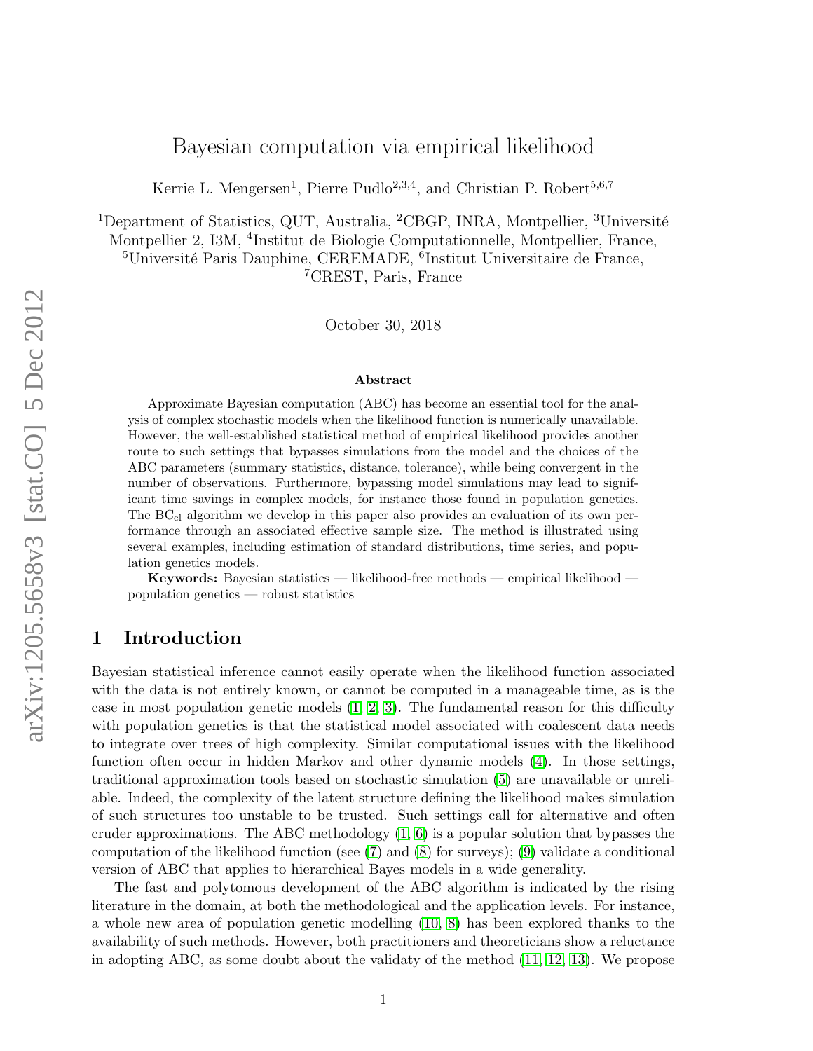# Bayesian computation via empirical likelihood

Kerrie L. Mengersen[1], Pierre Pudlo[2,3,4], and Christian P. Robert[5,6,7]

[1]Department of Statistics, QUT, Australia, [2]CBGP, INRA, Montpellier, [3]Université Montpellier 2, I3M, [4]Institut de Biologie Computationnelle, Montpellier, France, [5]Université Paris Dauphine, CEREMADE, [6]Institut Universitaire de France, [7]CREST, Paris, France

October 30, 2018

### Abstract

Approximate Bayesian computation (ABC) has become an essential tool for the analysis of complex stochastic models when the likelihood function is numerically unavailable. However, the well-established statistical method of empirical likelihood provides another route to such settings that bypasses simulations from the model and the choices of the ABC parameters (summary statistics, distance, tolerance), while being convergent in the number of observations. Furthermore, bypassing model simulations may lead to significant time savings in complex models, for instance those found in population genetics. The $\text{BC}_{\text{el}}$ algorithm we develop in this paper also provides an evaluation of its own performance through an associated effective sample size. The method is illustrated using several examples, including estimation of standard distributions, time series, and population genetics models.

**Keywords:** Bayesian statistics — likelihood-free methods — empirical likelihood — population genetics — robust statistics

## 1 Introduction

Bayesian statistical inference cannot easily operate when the likelihood function associated with the data is not entirely known, or cannot be computed in a manageable time, as is the case in most population genetic models (1, 2, 3). The fundamental reason for this difficulty with population genetics is that the statistical model associated with coalescent data needs to integrate over trees of high complexity. Similar computational issues with the likelihood function often occur in hidden Markov and other dynamic models (4). In those settings, traditional approximation tools based on stochastic simulation (5) are unavailable or unreliable. Indeed, the complexity of the latent structure defining the likelihood makes simulation of such structures too unstable to be trusted. Such settings call for alternative and often cruder approximations. The ABC methodology (1, 6) is a popular solution that bypasses the computation of the likelihood function (see (7) and (8) for surveys); (9) validate a conditional version of ABC that applies to hierarchical Bayes models in a wide generality.

The fast and polytomous development of the ABC algorithm is indicated by the rising literature in the domain, at both the methodological and the application levels. For instance, a whole new area of population genetic modelling (10, 8) has been explored thanks to the availability of such methods. However, both practitioners and theoreticians show a reluctance in adopting ABC, as some doubt about the validaty of the method (11, 12, 13). We propose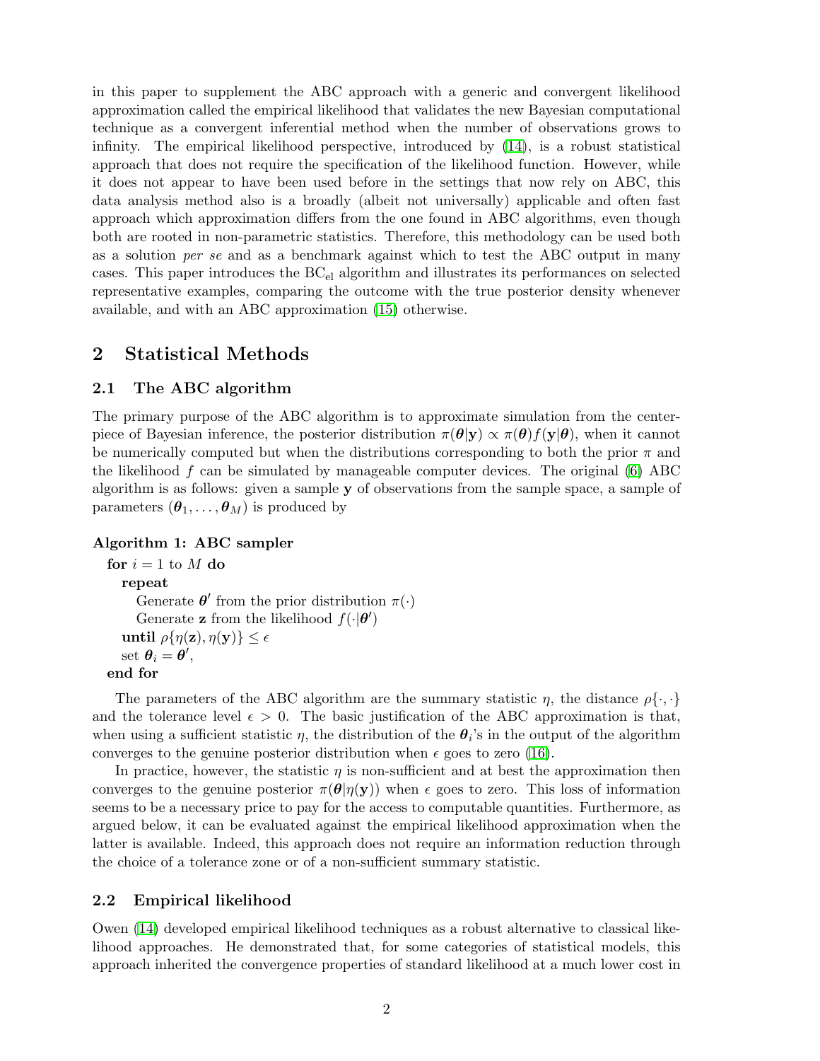in this paper to supplement the ABC approach with a generic and convergent likelihood approximation called the empirical likelihood that validates the new Bayesian computational technique as a convergent inferential method when the number of observations grows to infinity. The empirical likelihood perspective, introduced by (14), is a robust statistical approach that does not require the specification of the likelihood function. However, while it does not appear to have been used before in the settings that now rely on ABC, this data analysis method also is a broadly (albeit not universally) applicable and often fast approach which approximation differs from the one found in ABC algorithms, even though both are rooted in non-parametric statistics. Therefore, this methodology can be used both as a solution *per se* and as a benchmark against which to test the ABC output in many cases. This paper introduces the $\text{BC}_{\text{el}}$ algorithm and illustrates its performances on selected representative examples, comparing the outcome with the true posterior density whenever available, and with an ABC approximation (15) otherwise.

## 2 Statistical Methods

### 2.1 The ABC algorithm

The primary purpose of the ABC algorithm is to approximate simulation from the centerpiece of Bayesian inference, the posterior distribution $\pi(\boldsymbol{\theta}|\mathbf{y}) \propto \pi(\boldsymbol{\theta})f(\mathbf{y}|\boldsymbol{\theta})$, when it cannot be numerically computed but when the distributions corresponding to both the prior $\pi$ and the likelihood $f$ can be simulated by manageable computer devices. The original (6) ABC algorithm is as follows: given a sample $\mathbf{y}$ of observations from the sample space, a sample of parameters $(\boldsymbol{\theta}_1, \ldots, \boldsymbol{\theta}_M)$ is produced by

**Algorithm 1: ABC sampler**

**for** $i = 1$ to $M$ **do**
  **repeat**
    Generate $\boldsymbol{\theta}'$ from the prior distribution $\pi(\cdot)$
    Generate $\mathbf{z}$ from the likelihood $f(\cdot|\boldsymbol{\theta}')$
  **until** $\rho\{\eta(\mathbf{z}), \eta(\mathbf{y})\} \leq \epsilon$
  set $\boldsymbol{\theta}_i = \boldsymbol{\theta}'$,
**end for**

The parameters of the ABC algorithm are the summary statistic $\eta$, the distance $\rho\{\cdot,\cdot\}$ and the tolerance level $\epsilon > 0$. The basic justification of the ABC approximation is that, when using a sufficient statistic $\eta$, the distribution of the $\boldsymbol{\theta}_i$'s in the output of the algorithm converges to the genuine posterior distribution when $\epsilon$ goes to zero (16).

In practice, however, the statistic $\eta$ is non-sufficient and at best the approximation then converges to the genuine posterior $\pi(\boldsymbol{\theta}|\eta(\mathbf{y}))$ when $\epsilon$ goes to zero. This loss of information seems to be a necessary price to pay for the access to computable quantities. Furthermore, as argued below, it can be evaluated against the empirical likelihood approximation when the latter is available. Indeed, this approach does not require an information reduction through the choice of a tolerance zone or of a non-sufficient summary statistic.

### 2.2 Empirical likelihood

Owen (14) developed empirical likelihood techniques as a robust alternative to classical likelihood approaches. He demonstrated that, for some categories of statistical models, this approach inherited the convergence properties of standard likelihood at a much lower cost in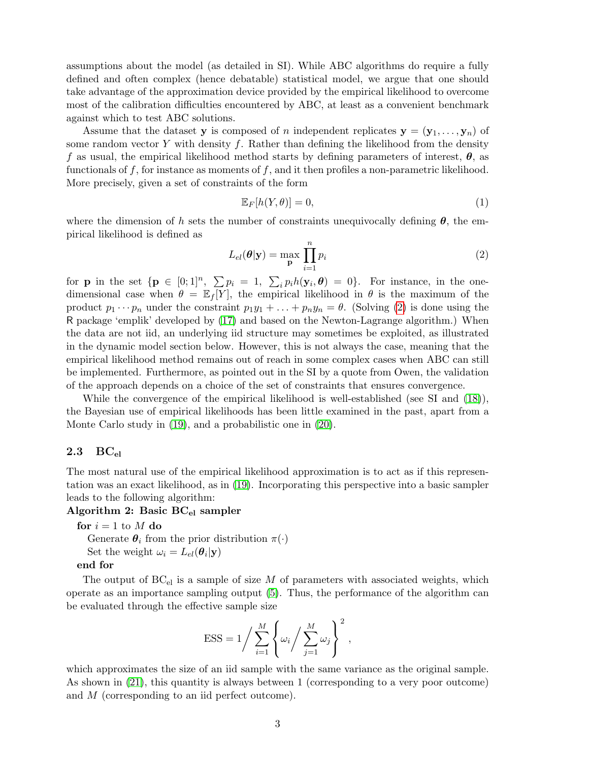assumptions about the model (as detailed in SI). While ABC algorithms do require a fully defined and often complex (hence debatable) statistical model, we argue that one should take advantage of the approximation device provided by the empirical likelihood to overcome most of the calibration difficulties encountered by ABC, at least as a convenient benchmark against which to test ABC solutions.

Assume that the dataset $\mathbf{y}$ is composed of $n$ independent replicates $\mathbf{y} = (\mathbf{y}_1, \ldots, \mathbf{y}_n)$ of some random vector $Y$ with density $f$. Rather than defining the likelihood from the density $f$ as usual, the empirical likelihood method starts by defining parameters of interest, $\boldsymbol{\theta}$, as functionals of $f$, for instance as moments of $f$, and it then profiles a non-parametric likelihood. More precisely, given a set of constraints of the form

$$\mathbb{E}_F[h(Y, \theta)] = 0, \tag{1}$$

where the dimension of $h$ sets the number of constraints unequivocally defining $\boldsymbol{\theta}$, the empirical likelihood is defined as

$$L_{el}(\boldsymbol{\theta}|\mathbf{y}) = \max_{\mathbf{p}} \prod_{i=1}^{n} p_i \tag{2}$$

for $\mathbf{p}$ in the set $\{\mathbf{p} \in [0;1]^n,\ \sum p_i = 1,\ \sum_i p_i h(\mathbf{y}_i, \boldsymbol{\theta}) = 0\}$. For instance, in the one-dimensional case when $\theta = \mathbb{E}_f[Y]$, the empirical likelihood in $\theta$ is the maximum of the product $p_1 \cdots p_n$ under the constraint $p_1 y_1 + \ldots + p_n y_n = \theta$. (Solving (2) is done using the R package 'emplik' developed by (17) and based on the Newton-Lagrange algorithm.) When the data are not iid, an underlying iid structure may sometimes be exploited, as illustrated in the dynamic model section below. However, this is not always the case, meaning that the empirical likelihood method remains out of reach in some complex cases when ABC can still be implemented. Furthermore, as pointed out in the SI by a quote from Owen, the validation of the approach depends on a choice of the set of constraints that ensures convergence.

While the convergence of the empirical likelihood is well-established (see SI and (18)), the Bayesian use of empirical likelihoods has been little examined in the past, apart from a Monte Carlo study in (19), and a probabilistic one in (20).

### 2.3 BC$_{\text{el}}$

The most natural use of the empirical likelihood approximation is to act as if this representation was an exact likelihood, as in (19). Incorporating this perspective into a basic sampler leads to the following algorithm:

**Algorithm 2: Basic BC$_{\text{el}}$ sampler**

**for** $i = 1$ to $M$ **do**
  Generate $\boldsymbol{\theta}_i$ from the prior distribution $\pi(\cdot)$
  Set the weight $\omega_i = L_{el}(\boldsymbol{\theta}_i|\mathbf{y})$
**end for**

The output of BC$_{\text{el}}$ is a sample of size $M$ of parameters with associated weights, which operate as an importance sampling output (5). Thus, the performance of the algorithm can be evaluated through the effective sample size

$$\text{ESS} = 1 \Bigg/ \sum_{i=1}^{M} \left\{ \omega_i \Bigg/ \sum_{j=1}^{M} \omega_j \right\}^2,$$

which approximates the size of an iid sample with the same variance as the original sample. As shown in (21), this quantity is always between 1 (corresponding to a very poor outcome) and $M$ (corresponding to an iid perfect outcome).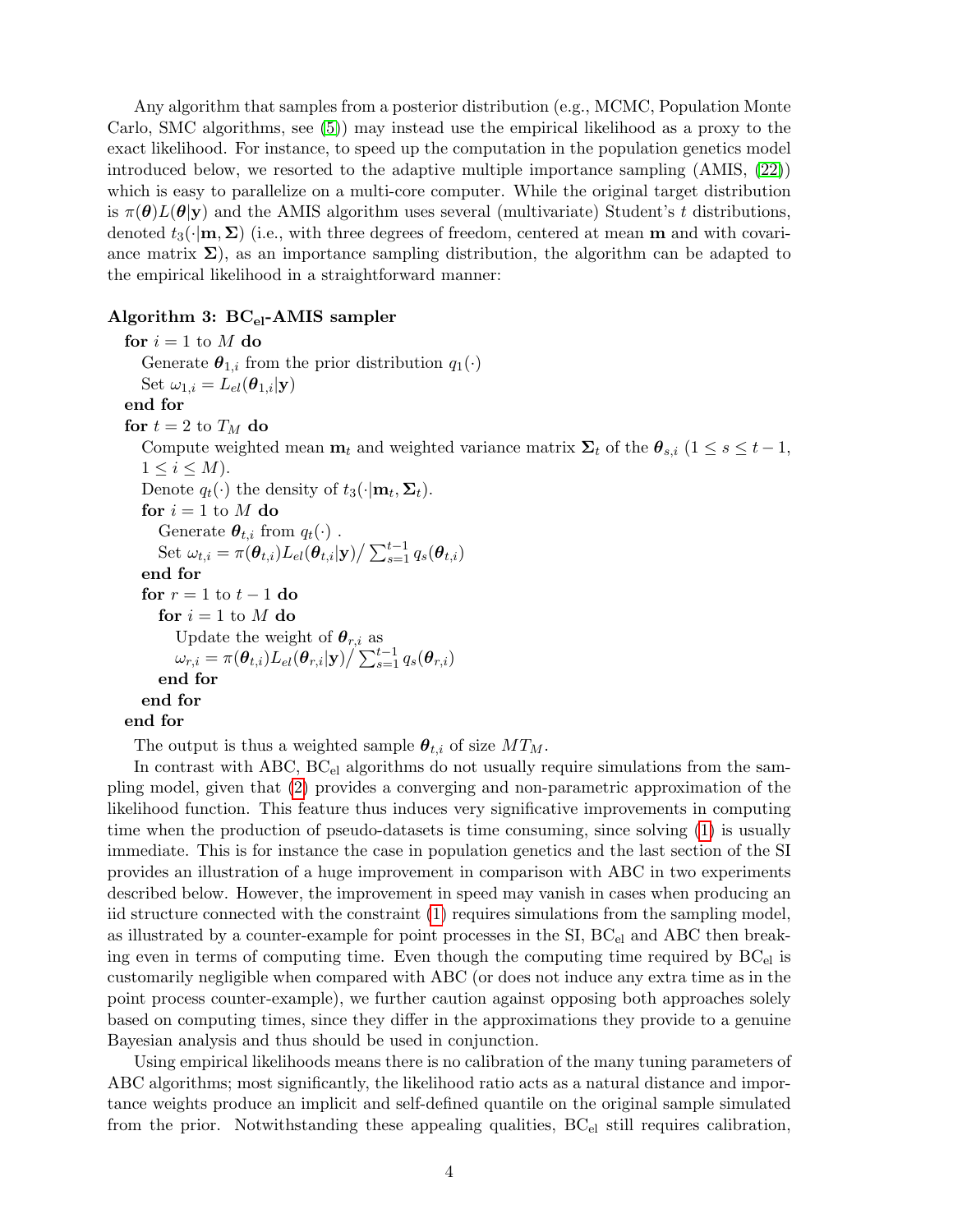Any algorithm that samples from a posterior distribution (e.g., MCMC, Population Monte Carlo, SMC algorithms, see (5)) may instead use the empirical likelihood as a proxy to the exact likelihood. For instance, to speed up the computation in the population genetics model introduced below, we resorted to the adaptive multiple importance sampling (AMIS, (22)) which is easy to parallelize on a multi-core computer. While the original target distribution is $\pi(\boldsymbol{\theta})L(\boldsymbol{\theta}|\mathbf{y})$ and the AMIS algorithm uses several (multivariate) Student's $t$ distributions, denoted $t_3(\cdot|\mathbf{m},\boldsymbol{\Sigma})$ (i.e., with three degrees of freedom, centered at mean $\mathbf{m}$ and with covariance matrix $\boldsymbol{\Sigma}$), as an importance sampling distribution, the algorithm can be adapted to the empirical likelihood in a straightforward manner:

**Algorithm 3: BC$_{\text{el}}$-AMIS sampler**

```
for i = 1 to M do
   Generate θ_{1,i} from the prior distribution q_1(·)
   Set ω_{1,i} = L_el(θ_{1,i}|y)
end for
for t = 2 to T_M do
   Compute weighted mean m_t and weighted variance matrix Σ_t of the θ_{s,i} (1 ≤ s ≤ t−1,
   1 ≤ i ≤ M).
   Denote q_t(·) the density of t_3(·|m_t, Σ_t).
   for i = 1 to M do
      Generate θ_{t,i} from q_t(·) .
      Set ω_{t,i} = π(θ_{t,i}) L_el(θ_{t,i}|y) / Σ_{s=1}^{t−1} q_s(θ_{t,i})
   end for
   for r = 1 to t − 1 do
      for i = 1 to M do
         Update the weight of θ_{r,i} as
         ω_{r,i} = π(θ_{t,i}) L_el(θ_{r,i}|y) / Σ_{s=1}^{t−1} q_s(θ_{r,i})
      end for
   end for
end for
```

The output is thus a weighted sample $\boldsymbol{\theta}_{t,i}$ of size $MT_M$.

In contrast with ABC, BC$_{\text{el}}$ algorithms do not usually require simulations from the sampling model, given that (2) provides a converging and non-parametric approximation of the likelihood function. This feature thus induces very significative improvements in computing time when the production of pseudo-datasets is time consuming, since solving (1) is usually immediate. This is for instance the case in population genetics and the last section of the SI provides an illustration of a huge improvement in comparison with ABC in two experiments described below. However, the improvement in speed may vanish in cases when producing an iid structure connected with the constraint (1) requires simulations from the sampling model, as illustrated by a counter-example for point processes in the SI, BC$_{\text{el}}$ and ABC then breaking even in terms of computing time. Even though the computing time required by BC$_{\text{el}}$ is customarily negligible when compared with ABC (or does not induce any extra time as in the point process counter-example), we further caution against opposing both approaches solely based on computing times, since they differ in the approximations they provide to a genuine Bayesian analysis and thus should be used in conjunction.

Using empirical likelihoods means there is no calibration of the many tuning parameters of ABC algorithms; most significantly, the likelihood ratio acts as a natural distance and importance weights produce an implicit and self-defined quantile on the original sample simulated from the prior. Notwithstanding these appealing qualities, BC$_{\text{el}}$ still requires calibration,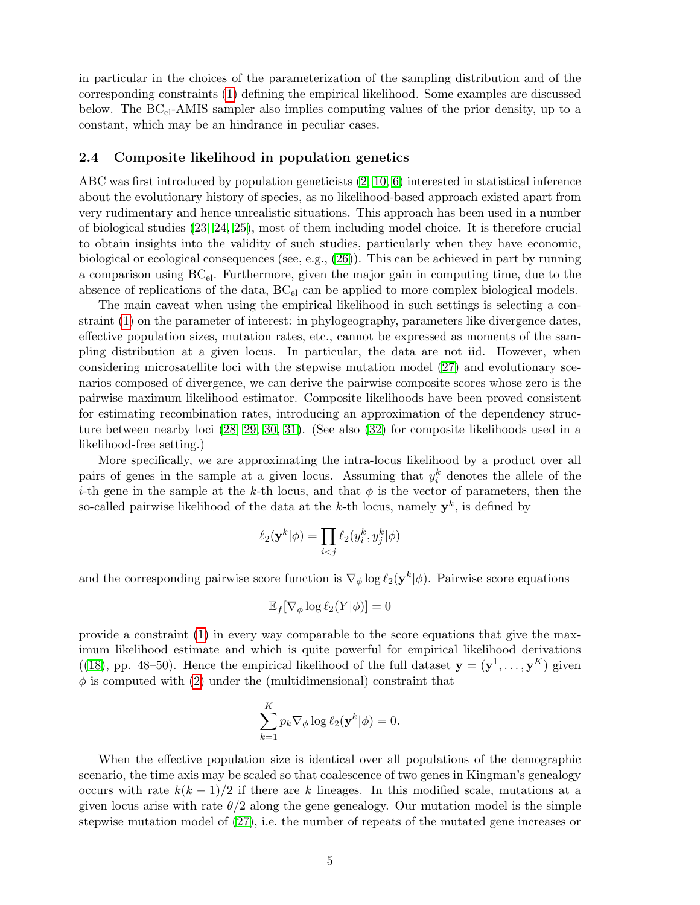in particular in the choices of the parameterization of the sampling distribution and of the corresponding constraints (1) defining the empirical likelihood. Some examples are discussed below. The $\text{BC}_{\text{el}}$-AMIS sampler also implies computing values of the prior density, up to a constant, which may be an hindrance in peculiar cases.

### 2.4 Composite likelihood in population genetics

ABC was first introduced by population geneticists (2, 10, 6) interested in statistical inference about the evolutionary history of species, as no likelihood-based approach existed apart from very rudimentary and hence unrealistic situations. This approach has been used in a number of biological studies (23, 24, 25), most of them including model choice. It is therefore crucial to obtain insights into the validity of such studies, particularly when they have economic, biological or ecological consequences (see, e.g., (26)). This can be achieved in part by running a comparison using $\text{BC}_{\text{el}}$. Furthermore, given the major gain in computing time, due to the absence of replications of the data, $\text{BC}_{\text{el}}$ can be applied to more complex biological models.

The main caveat when using the empirical likelihood in such settings is selecting a constraint (1) on the parameter of interest: in phylogeography, parameters like divergence dates, effective population sizes, mutation rates, etc., cannot be expressed as moments of the sampling distribution at a given locus. In particular, the data are not iid. However, when considering microsatellite loci with the stepwise mutation model (27) and evolutionary scenarios composed of divergence, we can derive the pairwise composite scores whose zero is the pairwise maximum likelihood estimator. Composite likelihoods have been proved consistent for estimating recombination rates, introducing an approximation of the dependency structure between nearby loci (28, 29, 30, 31). (See also (32) for composite likelihoods used in a likelihood-free setting.)

More specifically, we are approximating the intra-locus likelihood by a product over all pairs of genes in the sample at a given locus. Assuming that $y_i^k$ denotes the allele of the $i$-th gene in the sample at the $k$-th locus, and that $\phi$ is the vector of parameters, then the so-called pairwise likelihood of the data at the $k$-th locus, namely $\mathbf{y}^k$, is defined by

$$\ell_2(\mathbf{y}^k|\phi) = \prod_{i<j} \ell_2(y_i^k, y_j^k|\phi)$$

and the corresponding pairwise score function is $\nabla_\phi \log \ell_2(\mathbf{y}^k|\phi)$. Pairwise score equations

$$\mathbb{E}_f[\nabla_\phi \log \ell_2(Y|\phi)] = 0$$

provide a constraint (1) in every way comparable to the score equations that give the maximum likelihood estimate and which is quite powerful for empirical likelihood derivations ((18), pp. 48–50). Hence the empirical likelihood of the full dataset $\mathbf{y} = (\mathbf{y}^1, \ldots, \mathbf{y}^K)$ given $\phi$ is computed with (2) under the (multidimensional) constraint that

$$\sum_{k=1}^{K} p_k \nabla_\phi \log \ell_2(\mathbf{y}^k|\phi) = 0.$$

When the effective population size is identical over all populations of the demographic scenario, the time axis may be scaled so that coalescence of two genes in Kingman's genealogy occurs with rate $k(k-1)/2$ if there are $k$ lineages. In this modified scale, mutations at a given locus arise with rate $\theta/2$ along the gene genealogy. Our mutation model is the simple stepwise mutation model of (27), i.e. the number of repeats of the mutated gene increases or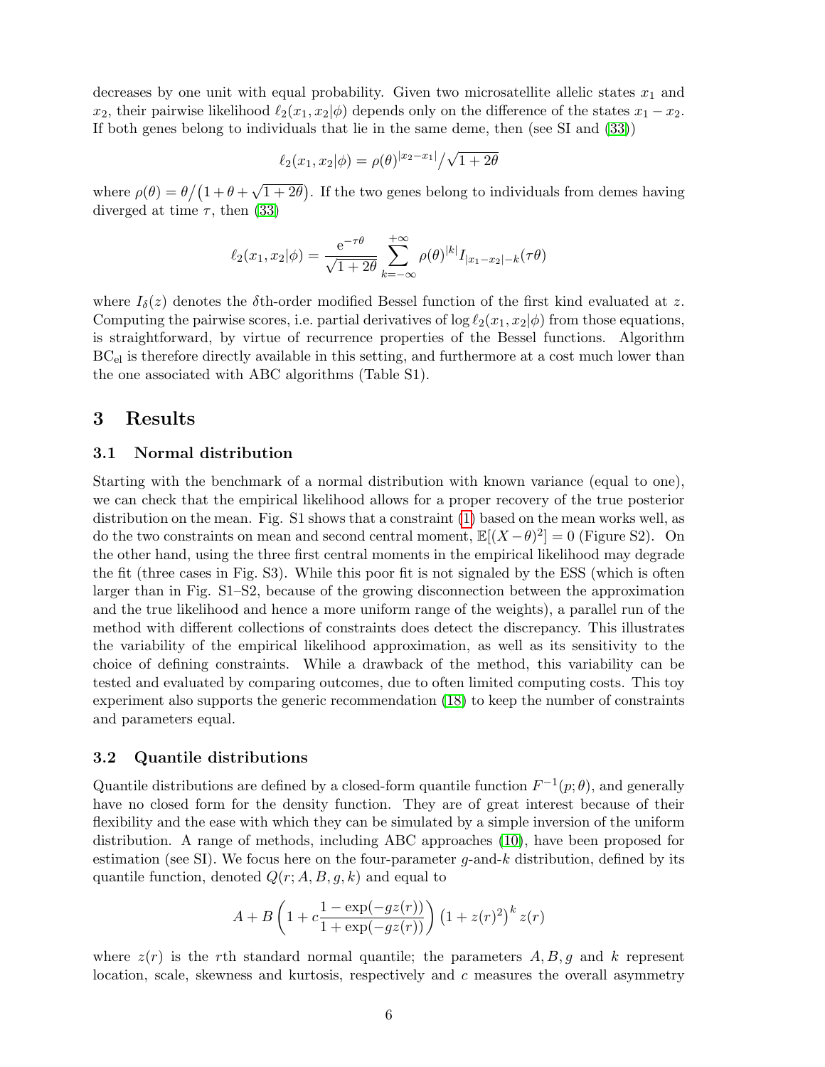decreases by one unit with equal probability. Given two microsatellite allelic states $x_1$ and $x_2$, their pairwise likelihood $\ell_2(x_1, x_2|\phi)$ depends only on the difference of the states $x_1 - x_2$. If both genes belong to individuals that lie in the same deme, then (see SI and (33))

$$\ell_2(x_1, x_2|\phi) = \rho(\theta)^{|x_2 - x_1|} \Big/ \sqrt{1 + 2\theta}$$

where $\rho(\theta) = \theta \big/ \big(1 + \theta + \sqrt{1 + 2\theta}\big)$. If the two genes belong to individuals from demes having diverged at time $\tau$, then (33)

$$\ell_2(x_1, x_2|\phi) = \frac{\mathrm{e}^{-\tau\theta}}{\sqrt{1 + 2\theta}} \sum_{k=-\infty}^{+\infty} \rho(\theta)^{|k|} I_{|x_1 - x_2| - k}(\tau\theta)$$

where $I_\delta(z)$ denotes the $\delta$th-order modified Bessel function of the first kind evaluated at $z$. Computing the pairwise scores, i.e. partial derivatives of $\log \ell_2(x_1, x_2|\phi)$ from those equations, is straightforward, by virtue of recurrence properties of the Bessel functions. Algorithm $\mathrm{BC}_{\mathrm{el}}$ is therefore directly available in this setting, and furthermore at a cost much lower than the one associated with ABC algorithms (Table S1).

## 3 Results

### 3.1 Normal distribution

Starting with the benchmark of a normal distribution with known variance (equal to one), we can check that the empirical likelihood allows for a proper recovery of the true posterior distribution on the mean. Fig. S1 shows that a constraint (1) based on the mean works well, as do the two constraints on mean and second central moment, $\mathbb{E}[(X - \theta)^2] = 0$ (Figure S2). On the other hand, using the three first central moments in the empirical likelihood may degrade the fit (three cases in Fig. S3). While this poor fit is not signaled by the ESS (which is often larger than in Fig. S1–S2, because of the growing disconnection between the approximation and the true likelihood and hence a more uniform range of the weights), a parallel run of the method with different collections of constraints does detect the discrepancy. This illustrates the variability of the empirical likelihood approximation, as well as its sensitivity to the choice of defining constraints. While a drawback of the method, this variability can be tested and evaluated by comparing outcomes, due to often limited computing costs. This toy experiment also supports the generic recommendation (18) to keep the number of constraints and parameters equal.

### 3.2 Quantile distributions

Quantile distributions are defined by a closed-form quantile function $F^{-1}(p; \theta)$, and generally have no closed form for the density function. They are of great interest because of their flexibility and the ease with which they can be simulated by a simple inversion of the uniform distribution. A range of methods, including ABC approaches (10), have been proposed for estimation (see SI). We focus here on the four-parameter $g$-and-$k$ distribution, defined by its quantile function, denoted $Q(r; A, B, g, k)$ and equal to

$$A + B\left(1 + c\frac{1 - \exp(-gz(r))}{1 + \exp(-gz(r))}\right)\left(1 + z(r)^2\right)^k z(r)$$

where $z(r)$ is the $r$th standard normal quantile; the parameters $A, B, g$ and $k$ represent location, scale, skewness and kurtosis, respectively and $c$ measures the overall asymmetry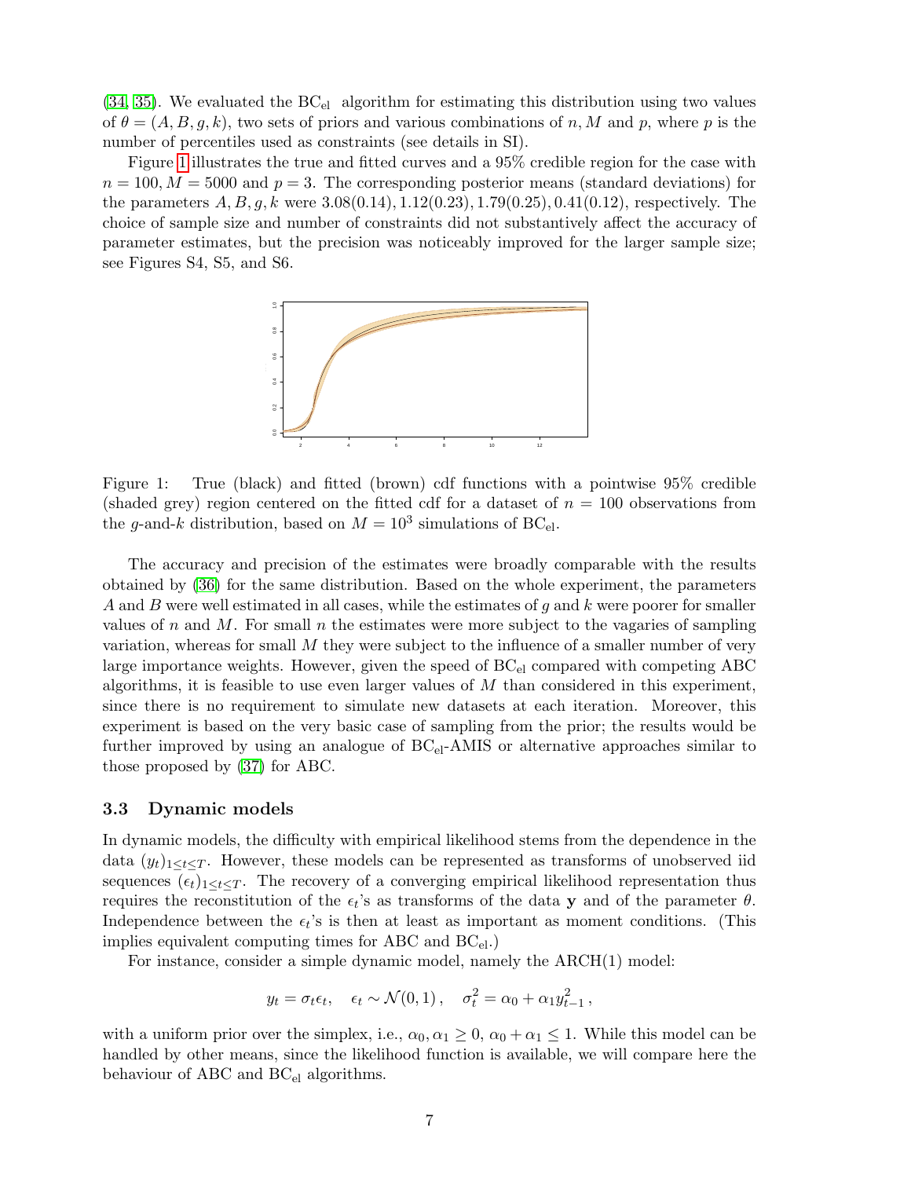([34, 35]). We evaluated the $BC_{el}$ algorithm for estimating this distribution using two values of $\theta = (A, B, g, k)$, two sets of priors and various combinations of $n, M$ and $p$, where $p$ is the number of percentiles used as constraints (see details in SI).

Figure 1 illustrates the true and fitted curves and a 95% credible region for the case with $n = 100, M = 5000$ and $p = 3$. The corresponding posterior means (standard deviations) for the parameters $A, B, g, k$ were $3.08(0.14), 1.12(0.23), 1.79(0.25), 0.41(0.12)$, respectively. The choice of sample size and number of constraints did not substantively affect the accuracy of parameter estimates, but the precision was noticeably improved for the larger sample size; see Figures S4, S5, and S6.

Figure 1: True (black) and fitted (brown) cdf functions with a pointwise 95% credible (shaded grey) region centered on the fitted cdf for a dataset of $n = 100$ observations from the $g$-and-$k$ distribution, based on $M = 10^3$ simulations of $BC_{el}$.

The accuracy and precision of the estimates were broadly comparable with the results obtained by (36) for the same distribution. Based on the whole experiment, the parameters $A$ and $B$ were well estimated in all cases, while the estimates of $g$ and $k$ were poorer for smaller values of $n$ and $M$. For small $n$ the estimates were more subject to the vagaries of sampling variation, whereas for small $M$ they were subject to the influence of a smaller number of very large importance weights. However, given the speed of $BC_{el}$ compared with competing ABC algorithms, it is feasible to use even larger values of $M$ than considered in this experiment, since there is no requirement to simulate new datasets at each iteration. Moreover, this experiment is based on the very basic case of sampling from the prior; the results would be further improved by using an analogue of $BC_{el}$-AMIS or alternative approaches similar to those proposed by (37) for ABC.

### 3.3 Dynamic models

In dynamic models, the difficulty with empirical likelihood stems from the dependence in the data $(y_t)_{1 \le t \le T}$. However, these models can be represented as transforms of unobserved iid sequences $(\epsilon_t)_{1 \le t \le T}$. The recovery of a converging empirical likelihood representation thus requires the reconstitution of the $\epsilon_t$'s as transforms of the data $\mathbf{y}$ and of the parameter $\theta$. Independence between the $\epsilon_t$'s is then at least as important as moment conditions. (This implies equivalent computing times for ABC and $BC_{el}$.)

For instance, consider a simple dynamic model, namely the ARCH(1) model:

$$y_t = \sigma_t \epsilon_t, \quad \epsilon_t \sim \mathcal{N}(0, 1), \quad \sigma_t^2 = \alpha_0 + \alpha_1 y_{t-1}^2,$$

with a uniform prior over the simplex, i.e., $\alpha_0, \alpha_1 \ge 0$, $\alpha_0 + \alpha_1 \le 1$. While this model can be handled by other means, since the likelihood function is available, we will compare here the behaviour of ABC and $BC_{el}$ algorithms.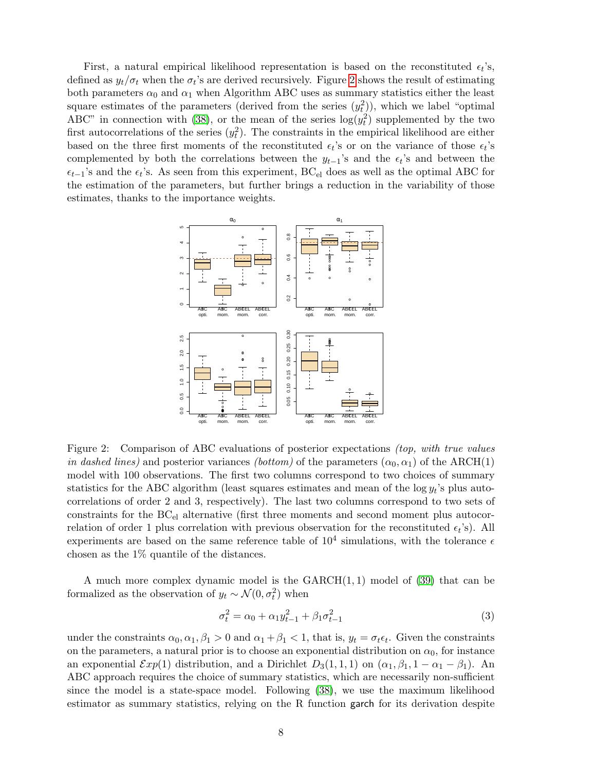First, a natural empirical likelihood representation is based on the reconstituted $\epsilon_t$'s, defined as $y_t/\sigma_t$ when the $\sigma_t$'s are derived recursively. Figure 2 shows the result of estimating both parameters $\alpha_0$ and $\alpha_1$ when Algorithm ABC uses as summary statistics either the least square estimates of the parameters (derived from the series $(y_t^2)$), which we label "optimal ABC" in connection with (38), or the mean of the series $\log(y_t^2)$ supplemented by the two first autocorrelations of the series $(y_t^2)$. The constraints in the empirical likelihood are either based on the three first moments of the reconstituted $\epsilon_t$'s or on the variance of those $\epsilon_t$'s complemented by both the correlations between the $y_{t-1}$'s and the $\epsilon_t$'s and between the $\epsilon_{t-1}$'s and the $\epsilon_t$'s. As seen from this experiment, $\text{BC}_{\text{el}}$ does as well as the optimal ABC for the estimation of the parameters, but further brings a reduction in the variability of those estimates, thanks to the importance weights.

Figure 2: Comparison of ABC evaluations of posterior expectations *(top, with true values in dashed lines)* and posterior variances *(bottom)* of the parameters $(\alpha_0, \alpha_1)$ of the ARCH(1) model with 100 observations. The first two columns correspond to two choices of summary statistics for the ABC algorithm (least squares estimates and mean of the $\log y_t$'s plus autocorrelations of order 2 and 3, respectively). The last two columns correspond to two sets of constraints for the $\text{BC}_{\text{el}}$ alternative (first three moments and second moment plus autocorrelation of order 1 plus correlation with previous observation for the reconstituted $\epsilon_t$'s). All experiments are based on the same reference table of $10^4$ simulations, with the tolerance $\epsilon$ chosen as the 1% quantile of the distances.

A much more complex dynamic model is the GARCH(1, 1) model of (39) that can be formalized as the observation of $y_t \sim \mathcal{N}(0, \sigma_t^2)$ when

$$\sigma_t^2 = \alpha_0 + \alpha_1 y_{t-1}^2 + \beta_1 \sigma_{t-1}^2 \tag{3}$$

under the constraints $\alpha_0, \alpha_1, \beta_1 > 0$ and $\alpha_1 + \beta_1 < 1$, that is, $y_t = \sigma_t \epsilon_t$. Given the constraints on the parameters, a natural prior is to choose an exponential distribution on $\alpha_0$, for instance an exponential $\mathcal{E}xp(1)$ distribution, and a Dirichlet $D_3(1, 1, 1)$ on $(\alpha_1, \beta_1, 1 - \alpha_1 - \beta_1)$. An ABC approach requires the choice of summary statistics, which are necessarily non-sufficient since the model is a state-space model. Following (38), we use the maximum likelihood estimator as summary statistics, relying on the R function garch for its derivation despite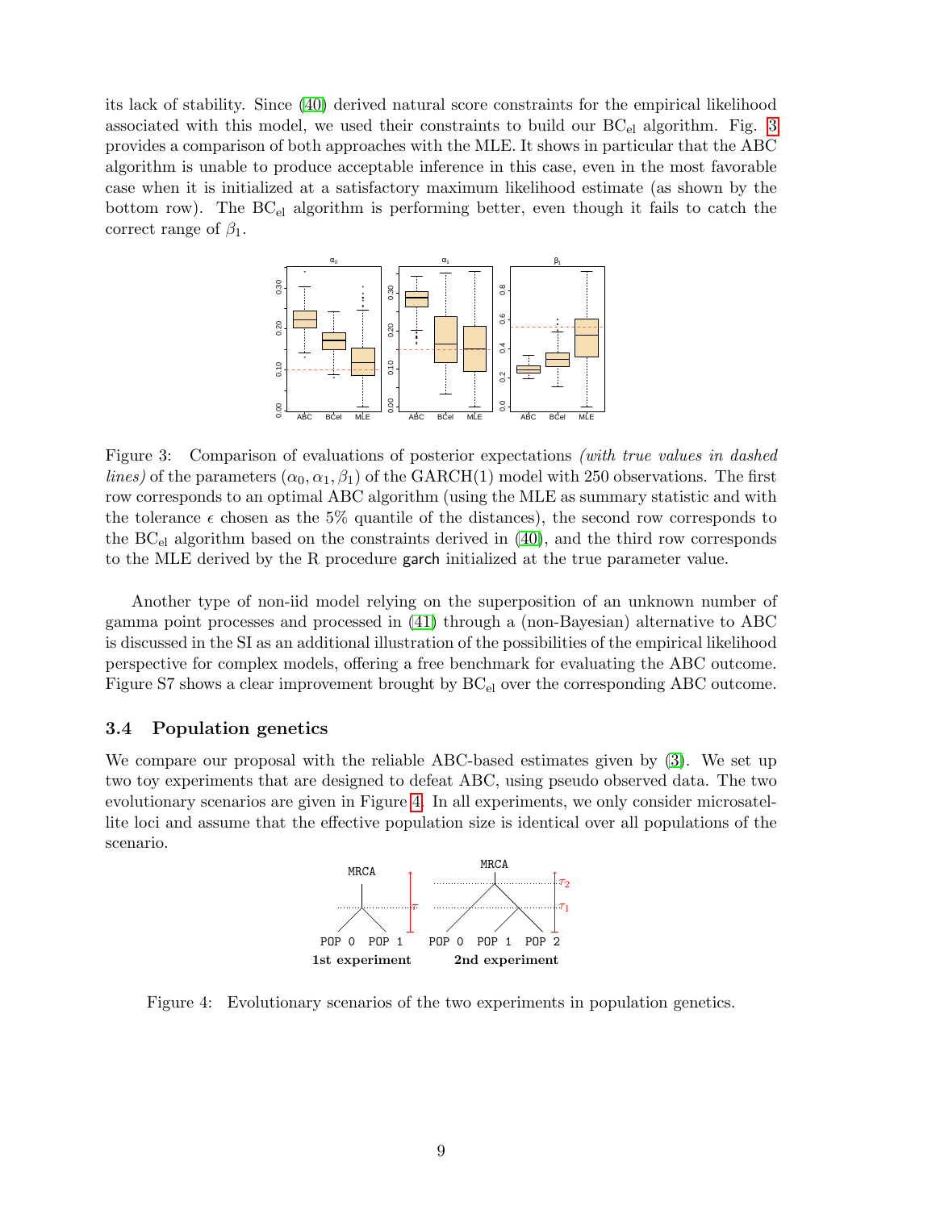its lack of stability. Since (40) derived natural score constraints for the empirical likelihood associated with this model, we used their constraints to build our $BC_{el}$ algorithm. Fig. 3 provides a comparison of both approaches with the MLE. It shows in particular that the ABC algorithm is unable to produce acceptable inference in this case, even in the most favorable case when it is initialized at a satisfactory maximum likelihood estimate (as shown by the bottom row). The $BC_{el}$ algorithm is performing better, even though it fails to catch the correct range of $\beta_1$.

Figure 3: Comparison of evaluations of posterior expectations *(with true values in dashed lines)* of the parameters $(\alpha_0, \alpha_1, \beta_1)$ of the GARCH(1) model with 250 observations. The first row corresponds to an optimal ABC algorithm (using the MLE as summary statistic and with the tolerance $\epsilon$ chosen as the 5% quantile of the distances), the second row corresponds to the $BC_{el}$ algorithm based on the constraints derived in (40), and the third row corresponds to the MLE derived by the R procedure garch initialized at the true parameter value.

Another type of non-iid model relying on the superposition of an unknown number of gamma point processes and processed in (41) through a (non-Bayesian) alternative to ABC is discussed in the SI as an additional illustration of the possibilities of the empirical likelihood perspective for complex models, offering a free benchmark for evaluating the ABC outcome. Figure S7 shows a clear improvement brought by $BC_{el}$ over the corresponding ABC outcome.

### 3.4 Population genetics

We compare our proposal with the reliable ABC-based estimates given by (3). We set up two toy experiments that are designed to defeat ABC, using pseudo observed data. The two evolutionary scenarios are given in Figure 4. In all experiments, we only consider microsatellite loci and assume that the effective population size is identical over all populations of the scenario.

Figure 4: Evolutionary scenarios of the two experiments in population genetics.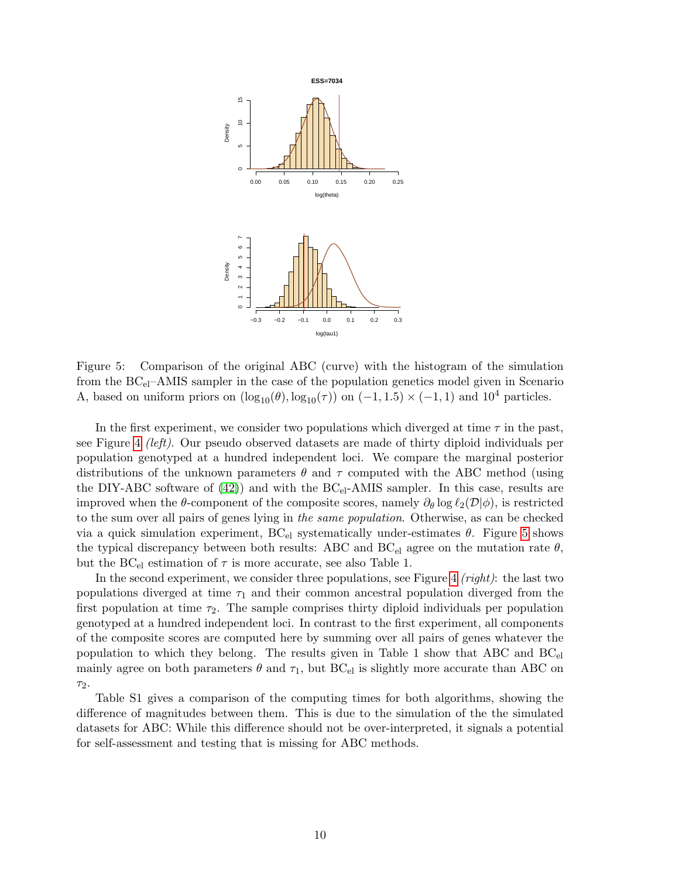Figure 5: Comparison of the original ABC (curve) with the histogram of the simulation from the $\mathrm{BC_{el}}$–AMIS sampler in the case of the population genetics model given in Scenario A, based on uniform priors on $(\log_{10}(\theta), \log_{10}(\tau))$ on $(-1, 1.5) \times (-1, 1)$ and $10^4$ particles.

In the first experiment, we consider two populations which diverged at time $\tau$ in the past, see Figure 4 *(left)*. Our pseudo observed datasets are made of thirty diploid individuals per population genotyped at a hundred independent loci. We compare the marginal posterior distributions of the unknown parameters $\theta$ and $\tau$ computed with the ABC method (using the DIY-ABC software of (42)) and with the $\mathrm{BC_{el}}$-AMIS sampler. In this case, results are improved when the $\theta$-component of the composite scores, namely $\partial_\theta \log \ell_2(\mathcal{D}|\phi)$, is restricted to the sum over all pairs of genes lying in *the same population*. Otherwise, as can be checked via a quick simulation experiment, $\mathrm{BC_{el}}$ systematically under-estimates $\theta$. Figure 5 shows the typical discrepancy between both results: ABC and $\mathrm{BC_{el}}$ agree on the mutation rate $\theta$, but the $\mathrm{BC_{el}}$ estimation of $\tau$ is more accurate, see also Table 1.

In the second experiment, we consider three populations, see Figure 4 *(right)*: the last two populations diverged at time $\tau_1$ and their common ancestral population diverged from the first population at time $\tau_2$. The sample comprises thirty diploid individuals per population genotyped at a hundred independent loci. In contrast to the first experiment, all components of the composite scores are computed here by summing over all pairs of genes whatever the population to which they belong. The results given in Table 1 show that ABC and $\mathrm{BC_{el}}$ mainly agree on both parameters $\theta$ and $\tau_1$, but $\mathrm{BC_{el}}$ is slightly more accurate than ABC on $\tau_2$.

Table S1 gives a comparison of the computing times for both algorithms, showing the difference of magnitudes between them. This is due to the simulation of the the simulated datasets for ABC: While this difference should not be over-interpreted, it signals a potential for self-assessment and testing that is missing for ABC methods.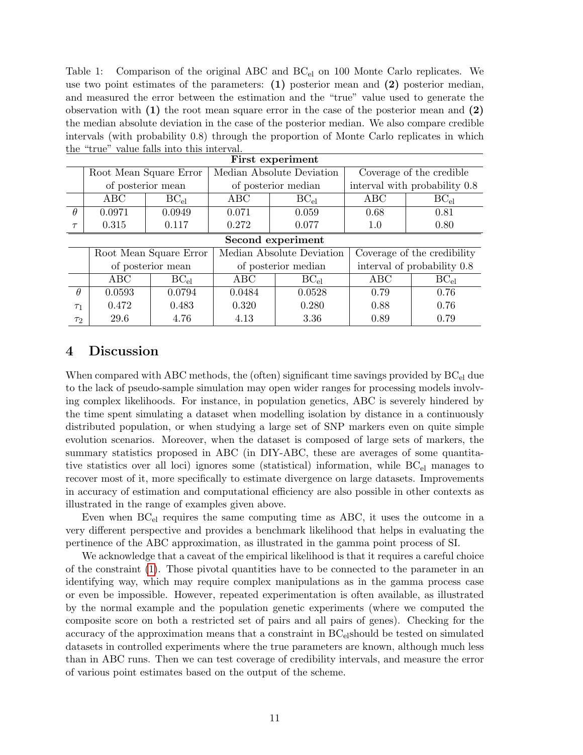Table 1: Comparison of the original ABC and $BC_{el}$ on 100 Monte Carlo replicates. We use two point estimates of the parameters: **(1)** posterior mean and **(2)** posterior median, and measured the error between the estimation and the "true" value used to generate the observation with **(1)** the root mean square error in the case of the posterior mean and **(2)** the median absolute deviation in the case of the posterior median. We also compare credible intervals (with probability 0.8) through the proportion of Monte Carlo replicates in which the "true" value falls into this interval.

**First experiment**

| | Root Mean Square Error of posterior mean | | Median Absolute Deviation of posterior median | | Coverage of the credible interval with probability 0.8 | |
|---|---|---|---|---|---|---|
| | ABC | $BC_{el}$ | ABC | $BC_{el}$ | ABC | $BC_{el}$ |
| $\theta$ | 0.0971 | 0.0949 | 0.071 | 0.059 | 0.68 | 0.81 |
| $\tau$ | 0.315 | 0.117 | 0.272 | 0.077 | 1.0 | 0.80 |

**Second experiment**

| | Root Mean Square Error of posterior mean | | Median Absolute Deviation of posterior median | | Coverage of the credibility interval of probability 0.8 | |
|---|---|---|---|---|---|---|
| | ABC | $BC_{el}$ | ABC | $BC_{el}$ | ABC | $BC_{el}$ |
| $\theta$ | 0.0593 | 0.0794 | 0.0484 | 0.0528 | 0.79 | 0.76 |
| $\tau_1$ | 0.472 | 0.483 | 0.320 | 0.280 | 0.88 | 0.76 |
| $\tau_2$ | 29.6 | 4.76 | 4.13 | 3.36 | 0.89 | 0.79 |

## 4 Discussion

When compared with ABC methods, the (often) significant time savings provided by $BC_{el}$ due to the lack of pseudo-sample simulation may open wider ranges for processing models involving complex likelihoods. For instance, in population genetics, ABC is severely hindered by the time spent simulating a dataset when modelling isolation by distance in a continuously distributed population, or when studying a large set of SNP markers even on quite simple evolution scenarios. Moreover, when the dataset is composed of large sets of markers, the summary statistics proposed in ABC (in DIY-ABC, these are averages of some quantitative statistics over all loci) ignores some (statistical) information, while $BC_{el}$ manages to recover most of it, more specifically to estimate divergence on large datasets. Improvements in accuracy of estimation and computational efficiency are also possible in other contexts as illustrated in the range of examples given above.

Even when $BC_{el}$ requires the same computing time as ABC, it uses the outcome in a very different perspective and provides a benchmark likelihood that helps in evaluating the pertinence of the ABC approximation, as illustrated in the gamma point process of SI.

We acknowledge that a caveat of the empirical likelihood is that it requires a careful choice of the constraint (1). Those pivotal quantities have to be connected to the parameter in an identifying way, which may require complex manipulations as in the gamma process case or even be impossible. However, repeated experimentation is often available, as illustrated by the normal example and the population genetic experiments (where we computed the composite score on both a restricted set of pairs and all pairs of genes). Checking for the accuracy of the approximation means that a constraint in $BC_{el}$should be tested on simulated datasets in controlled experiments where the true parameters are known, although much less than in ABC runs. Then we can test coverage of credibility intervals, and measure the error of various point estimates based on the output of the scheme.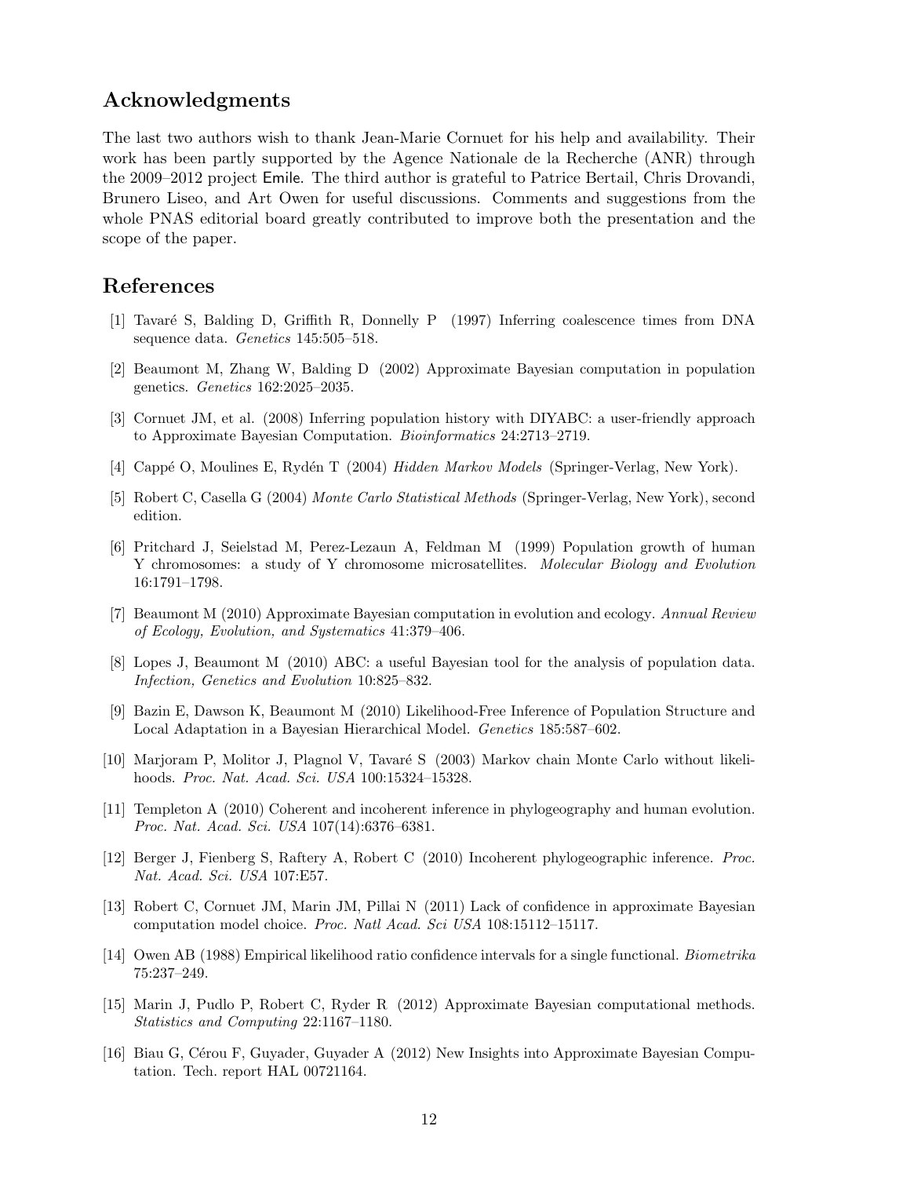## Acknowledgments

The last two authors wish to thank Jean-Marie Cornuet for his help and availability. Their work has been partly supported by the Agence Nationale de la Recherche (ANR) through the 2009–2012 project Emile. The third author is grateful to Patrice Bertail, Chris Drovandi, Brunero Liseo, and Art Owen for useful discussions. Comments and suggestions from the whole PNAS editorial board greatly contributed to improve both the presentation and the scope of the paper.

## References

[1] Tavaré S, Balding D, Griffith R, Donnelly P (1997) Inferring coalescence times from DNA sequence data. *Genetics* 145:505–518.

[2] Beaumont M, Zhang W, Balding D (2002) Approximate Bayesian computation in population genetics. *Genetics* 162:2025–2035.

[3] Cornuet JM, et al. (2008) Inferring population history with DIYABC: a user-friendly approach to Approximate Bayesian Computation. *Bioinformatics* 24:2713–2719.

[4] Cappé O, Moulines E, Rydén T (2004) *Hidden Markov Models* (Springer-Verlag, New York).

[5] Robert C, Casella G (2004) *Monte Carlo Statistical Methods* (Springer-Verlag, New York), second edition.

[6] Pritchard J, Seielstad M, Perez-Lezaun A, Feldman M (1999) Population growth of human Y chromosomes: a study of Y chromosome microsatellites. *Molecular Biology and Evolution* 16:1791–1798.

[7] Beaumont M (2010) Approximate Bayesian computation in evolution and ecology. *Annual Review of Ecology, Evolution, and Systematics* 41:379–406.

[8] Lopes J, Beaumont M (2010) ABC: a useful Bayesian tool for the analysis of population data. *Infection, Genetics and Evolution* 10:825–832.

[9] Bazin E, Dawson K, Beaumont M (2010) Likelihood-Free Inference of Population Structure and Local Adaptation in a Bayesian Hierarchical Model. *Genetics* 185:587–602.

[10] Marjoram P, Molitor J, Plagnol V, Tavaré S (2003) Markov chain Monte Carlo without likelihoods. *Proc. Nat. Acad. Sci. USA* 100:15324–15328.

[11] Templeton A (2010) Coherent and incoherent inference in phylogeography and human evolution. *Proc. Nat. Acad. Sci. USA* 107(14):6376–6381.

[12] Berger J, Fienberg S, Raftery A, Robert C (2010) Incoherent phylogeographic inference. *Proc. Nat. Acad. Sci. USA* 107:E57.

[13] Robert C, Cornuet JM, Marin JM, Pillai N (2011) Lack of confidence in approximate Bayesian computation model choice. *Proc. Natl Acad. Sci USA* 108:15112–15117.

[14] Owen AB (1988) Empirical likelihood ratio confidence intervals for a single functional. *Biometrika* 75:237–249.

[15] Marin J, Pudlo P, Robert C, Ryder R (2012) Approximate Bayesian computational methods. *Statistics and Computing* 22:1167–1180.

[16] Biau G, Cérou F, Guyader, Guyader A (2012) New Insights into Approximate Bayesian Computation. Tech. report HAL 00721164.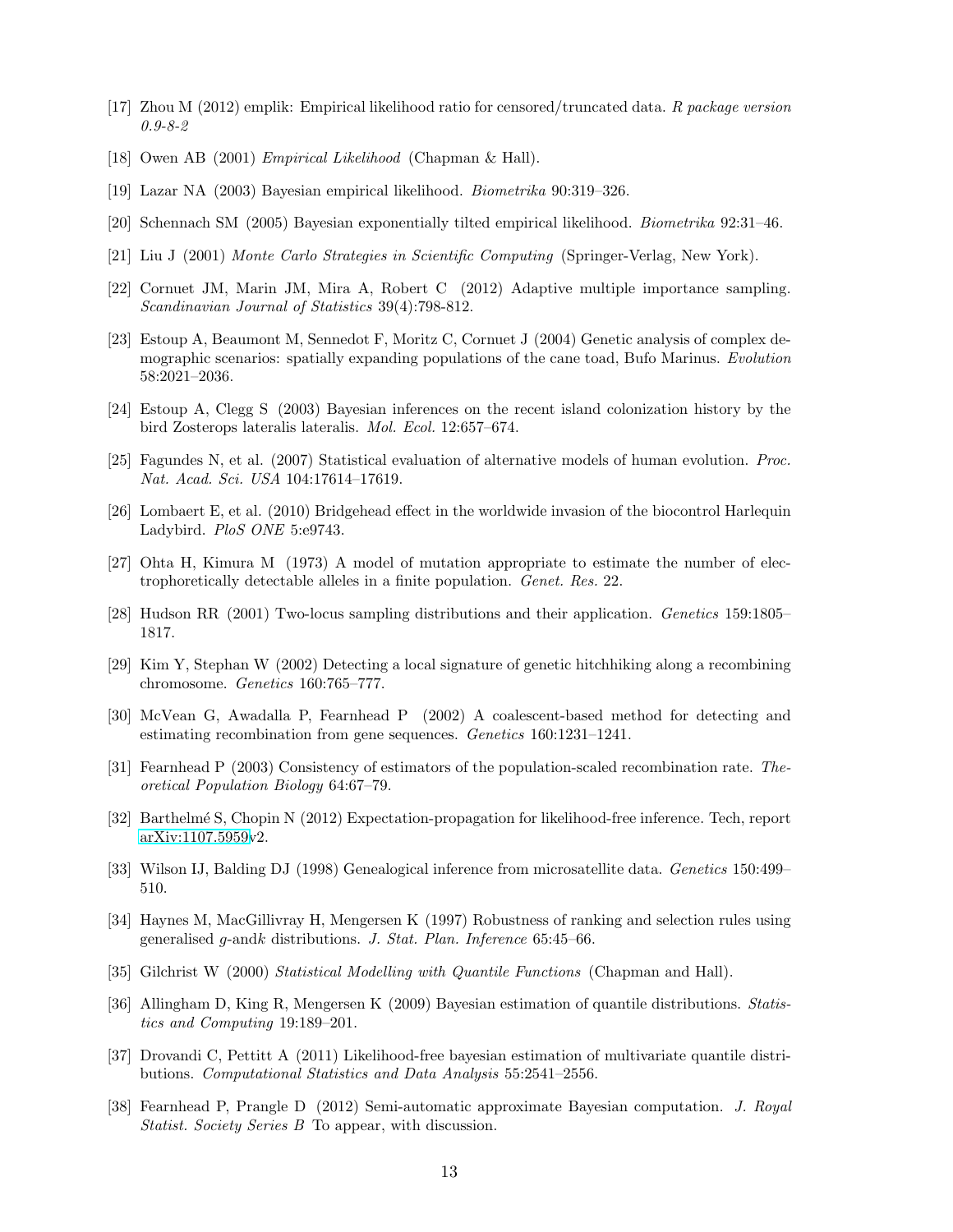[17] Zhou M (2012) emplik: Empirical likelihood ratio for censored/truncated data. *R package version 0.9-8-2*

[18] Owen AB (2001) *Empirical Likelihood* (Chapman & Hall).

[19] Lazar NA (2003) Bayesian empirical likelihood. *Biometrika* 90:319–326.

[20] Schennach SM (2005) Bayesian exponentially tilted empirical likelihood. *Biometrika* 92:31–46.

[21] Liu J (2001) *Monte Carlo Strategies in Scientific Computing* (Springer-Verlag, New York).

[22] Cornuet JM, Marin JM, Mira A, Robert C (2012) Adaptive multiple importance sampling. *Scandinavian Journal of Statistics* 39(4):798-812.

[23] Estoup A, Beaumont M, Sennedot F, Moritz C, Cornuet J (2004) Genetic analysis of complex demographic scenarios: spatially expanding populations of the cane toad, Bufo Marinus. *Evolution* 58:2021–2036.

[24] Estoup A, Clegg S (2003) Bayesian inferences on the recent island colonization history by the bird Zosterops lateralis lateralis. *Mol. Ecol.* 12:657–674.

[25] Fagundes N, et al. (2007) Statistical evaluation of alternative models of human evolution. *Proc. Nat. Acad. Sci. USA* 104:17614–17619.

[26] Lombaert E, et al. (2010) Bridgehead effect in the worldwide invasion of the biocontrol Harlequin Ladybird. *PloS ONE* 5:e9743.

[27] Ohta H, Kimura M (1973) A model of mutation appropriate to estimate the number of electrophoretically detectable alleles in a finite population. *Genet. Res.* 22.

[28] Hudson RR (2001) Two-locus sampling distributions and their application. *Genetics* 159:1805–1817.

[29] Kim Y, Stephan W (2002) Detecting a local signature of genetic hitchhiking along a recombining chromosome. *Genetics* 160:765–777.

[30] McVean G, Awadalla P, Fearnhead P (2002) A coalescent-based method for detecting and estimating recombination from gene sequences. *Genetics* 160:1231–1241.

[31] Fearnhead P (2003) Consistency of estimators of the population-scaled recombination rate. *Theoretical Population Biology* 64:67–79.

[32] Barthelmé S, Chopin N (2012) Expectation-propagation for likelihood-free inference. Tech, report arXiv:1107.5959v2.

[33] Wilson IJ, Balding DJ (1998) Genealogical inference from microsatellite data. *Genetics* 150:499–510.

[34] Haynes M, MacGillivray H, Mengersen K (1997) Robustness of ranking and selection rules using generalised $g$-and$k$ distributions. *J. Stat. Plan. Inference* 65:45–66.

[35] Gilchrist W (2000) *Statistical Modelling with Quantile Functions* (Chapman and Hall).

[36] Allingham D, King R, Mengersen K (2009) Bayesian estimation of quantile distributions. *Statistics and Computing* 19:189–201.

[37] Drovandi C, Pettitt A (2011) Likelihood-free bayesian estimation of multivariate quantile distributions. *Computational Statistics and Data Analysis* 55:2541–2556.

[38] Fearnhead P, Prangle D (2012) Semi-automatic approximate Bayesian computation. *J. Royal Statist. Society Series B* To appear, with discussion.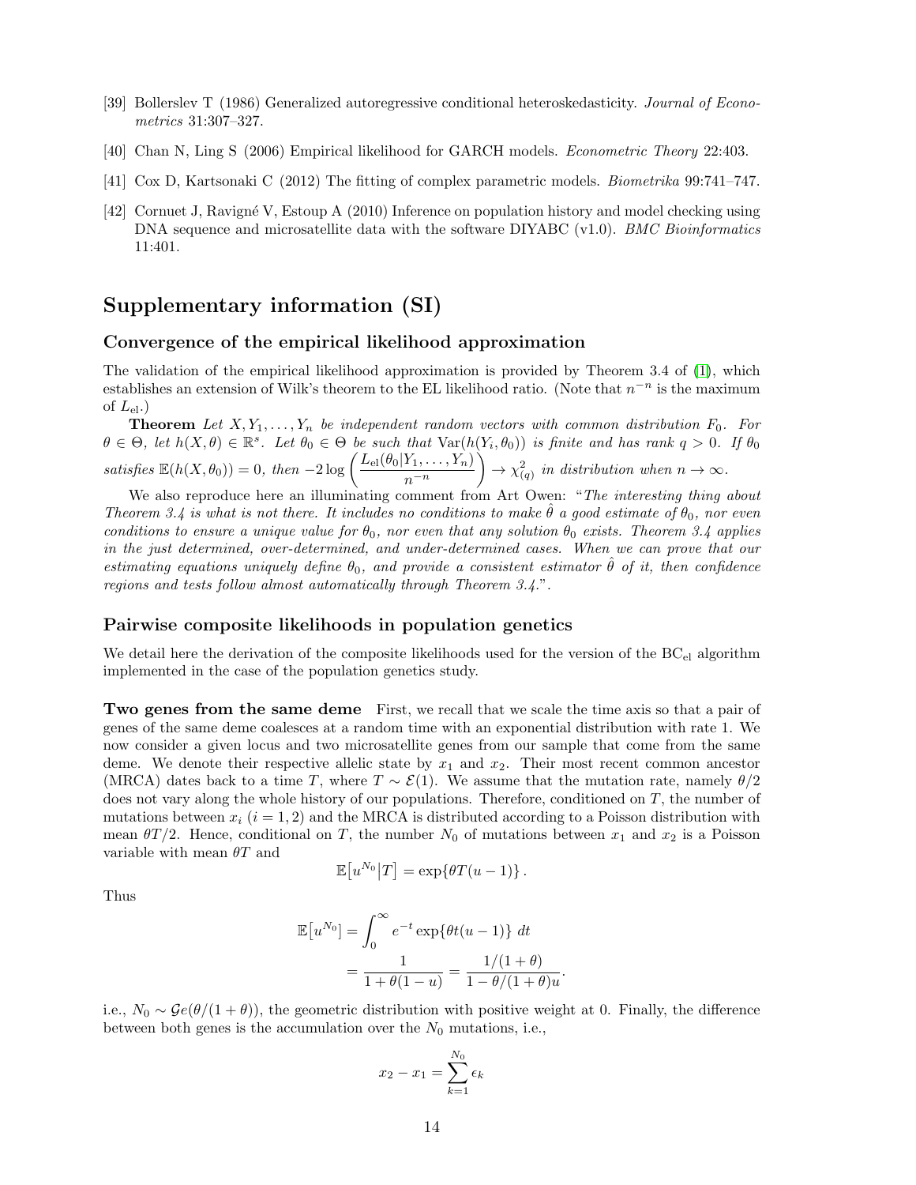[39] Bollerslev T (1986) Generalized autoregressive conditional heteroskedasticity. *Journal of Econometrics* 31:307–327.

[40] Chan N, Ling S (2006) Empirical likelihood for GARCH models. *Econometric Theory* 22:403.

[41] Cox D, Kartsonaki C (2012) The fitting of complex parametric models. *Biometrika* 99:741–747.

[42] Cornuet J, Ravigné V, Estoup A (2010) Inference on population history and model checking using DNA sequence and microsatellite data with the software DIYABC (v1.0). *BMC Bioinformatics* 11:401.

# Supplementary information (SI)

## Convergence of the empirical likelihood approximation

The validation of the empirical likelihood approximation is provided by Theorem 3.4 of (1), which establishes an extension of Wilk's theorem to the EL likelihood ratio. (Note that $n^{-n}$ is the maximum of $L_{\text{el}}$.)

**Theorem** *Let $X, Y_1, \ldots, Y_n$ be independent random vectors with common distribution $F_0$. For $\theta \in \Theta$, let $h(X, \theta) \in \mathbb{R}^s$. Let $\theta_0 \in \Theta$ be such that $\text{Var}(h(Y_i, \theta_0))$ is finite and has rank $q > 0$. If $\theta_0$ satisfies $\mathbb{E}(h(X, \theta_0)) = 0$, then $-2 \log \left( \dfrac{L_{\text{el}}(\theta_0 | Y_1, \ldots, Y_n)}{n^{-n}} \right) \to \chi^2_{(q)}$ in distribution when $n \to \infty$.*

We also reproduce here an illuminating comment from Art Owen: "*The interesting thing about Theorem 3.4 is what is not there. It includes no conditions to make $\hat{\theta}$ a good estimate of $\theta_0$, nor even conditions to ensure a unique value for $\theta_0$, nor even that any solution $\theta_0$ exists. Theorem 3.4 applies in the just determined, over-determined, and under-determined cases. When we can prove that our estimating equations uniquely define $\theta_0$, and provide a consistent estimator $\hat{\theta}$ of it, then confidence regions and tests follow almost automatically through Theorem 3.4.*".

## Pairwise composite likelihoods in population genetics

We detail here the derivation of the composite likelihoods used for the version of the $\text{BC}_{\text{el}}$ algorithm implemented in the case of the population genetics study.

**Two genes from the same deme** First, we recall that we scale the time axis so that a pair of genes of the same deme coalesces at a random time with an exponential distribution with rate 1. We now consider a given locus and two microsatellite genes from our sample that come from the same deme. We denote their respective allelic state by $x_1$ and $x_2$. Their most recent common ancestor (MRCA) dates back to a time $T$, where $T \sim \mathcal{E}(1)$. We assume that the mutation rate, namely $\theta/2$ does not vary along the whole history of our populations. Therefore, conditioned on $T$, the number of mutations between $x_i$ $(i = 1, 2)$ and the MRCA is distributed according to a Poisson distribution with mean $\theta T/2$. Hence, conditional on $T$, the number $N_0$ of mutations between $x_1$ and $x_2$ is a Poisson variable with mean $\theta T$ and

$$\mathbb{E}\big[u^{N_0} \big| T\big] = \exp\{\theta T(u - 1)\}.$$

Thus

$$\begin{aligned}
\mathbb{E}\big[u^{N_0}\big] &= \int_0^\infty e^{-t} \exp\{\theta t(u - 1)\}\, dt \\
&= \frac{1}{1 + \theta(1 - u)} = \frac{1/(1 + \theta)}{1 - \theta/(1 + \theta)u}.
\end{aligned}$$

i.e., $N_0 \sim \mathcal{G}e(\theta/(1 + \theta))$, the geometric distribution with positive weight at 0. Finally, the difference between both genes is the accumulation over the $N_0$ mutations, i.e.,

$$x_2 - x_1 = \sum_{k=1}^{N_0} \epsilon_k$$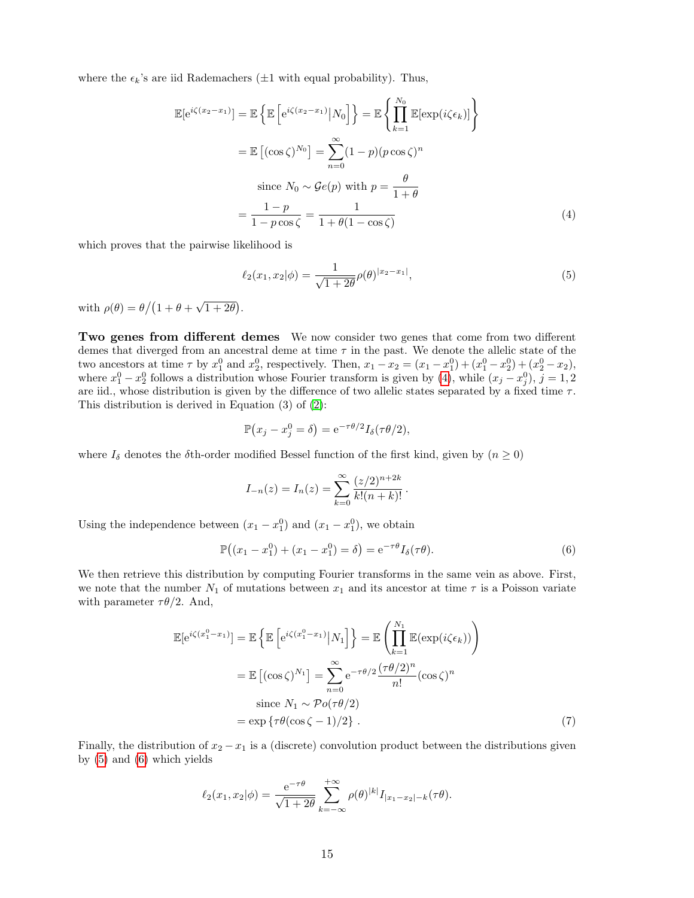where the $\epsilon_k$'s are iid Rademachers ($\pm 1$ with equal probability). Thus,

$$
\begin{aligned}
\mathbb{E}[\mathrm{e}^{i\zeta(x_2-x_1)}] &= \mathbb{E}\left\{\mathbb{E}\left[\mathrm{e}^{i\zeta(x_2-x_1)}\big|N_0\right]\right\} = \mathbb{E}\left\{\prod_{k=1}^{N_0}\mathbb{E}[\exp(i\zeta\epsilon_k)]\right\} \\
&= \mathbb{E}\left[(\cos\zeta)^{N_0}\right] = \sum_{n=0}^{\infty}(1-p)(p\cos\zeta)^n \\
&\qquad \text{since } N_0 \sim \mathcal{G}e(p) \text{ with } p = \frac{\theta}{1+\theta} \\
&= \frac{1-p}{1-p\cos\zeta} = \frac{1}{1+\theta(1-\cos\zeta)} \qquad (4)
\end{aligned}
$$

which proves that the pairwise likelihood is

$$
\ell_2(x_1, x_2|\phi) = \frac{1}{\sqrt{1+2\theta}}\rho(\theta)^{|x_2-x_1|}, \qquad (5)
$$

with $\rho(\theta) = \theta\big/\big(1+\theta+\sqrt{1+2\theta}\big)$.

**Two genes from different demes** We now consider two genes that come from two different demes that diverged from an ancestral deme at time $\tau$ in the past. We denote the allelic state of the two ancestors at time $\tau$ by $x_1^0$ and $x_2^0$, respectively. Then, $x_1 - x_2 = (x_1 - x_1^0) + (x_1^0 - x_2^0) + (x_2^0 - x_2)$, where $x_1^0 - x_2^0$ follows a distribution whose Fourier transform is given by (4), while $(x_j - x_j^0)$, $j = 1, 2$ are iid., whose distribution is given by the difference of two allelic states separated by a fixed time $\tau$. This distribution is derived in Equation (3) of (2):

$$
\mathbb{P}\big(x_j - x_j^0 = \delta\big) = \mathrm{e}^{-\tau\theta/2} I_\delta(\tau\theta/2),
$$

where $I_\delta$ denotes the $\delta$th-order modified Bessel function of the first kind, given by ($n \geq 0$)

$$
I_{-n}(z) = I_n(z) = \sum_{k=0}^{\infty} \frac{(z/2)^{n+2k}}{k!(n+k)!}\,.
$$

Using the independence between $(x_1 - x_1^0)$ and $(x_1 - x_1^0)$, we obtain

$$
\mathbb{P}\big((x_1 - x_1^0) + (x_1 - x_1^0) = \delta\big) = \mathrm{e}^{-\tau\theta} I_\delta(\tau\theta). \qquad (6)
$$

We then retrieve this distribution by computing Fourier transforms in the same vein as above. First, we note that the number $N_1$ of mutations between $x_1$ and its ancestor at time $\tau$ is a Poisson variate with parameter $\tau\theta/2$. And,

$$
\begin{aligned}
\mathbb{E}[\mathrm{e}^{i\zeta(x_1^0-x_1)}] &= \mathbb{E}\left\{\mathbb{E}\left[\mathrm{e}^{i\zeta(x_1^0-x_1)}\big|N_1\right]\right\} = \mathbb{E}\left(\prod_{k=1}^{N_1}\mathbb{E}(\exp(i\zeta\epsilon_k))\right) \\
&= \mathbb{E}\left[(\cos\zeta)^{N_1}\right] = \sum_{n=0}^{\infty}\mathrm{e}^{-\tau\theta/2}\frac{(\tau\theta/2)^n}{n!}(\cos\zeta)^n \\
&\qquad \text{since } N_1 \sim \mathcal{P}o(\tau\theta/2) \\
&= \exp\left\{\tau\theta(\cos\zeta - 1)/2\right\}. \qquad (7)
\end{aligned}
$$

Finally, the distribution of $x_2 - x_1$ is a (discrete) convolution product between the distributions given by (5) and (6) which yields

$$
\ell_2(x_1, x_2|\phi) = \frac{\mathrm{e}^{-\tau\theta}}{\sqrt{1+2\theta}} \sum_{k=-\infty}^{+\infty} \rho(\theta)^{|k|} I_{|x_1-x_2|-k}(\tau\theta).
$$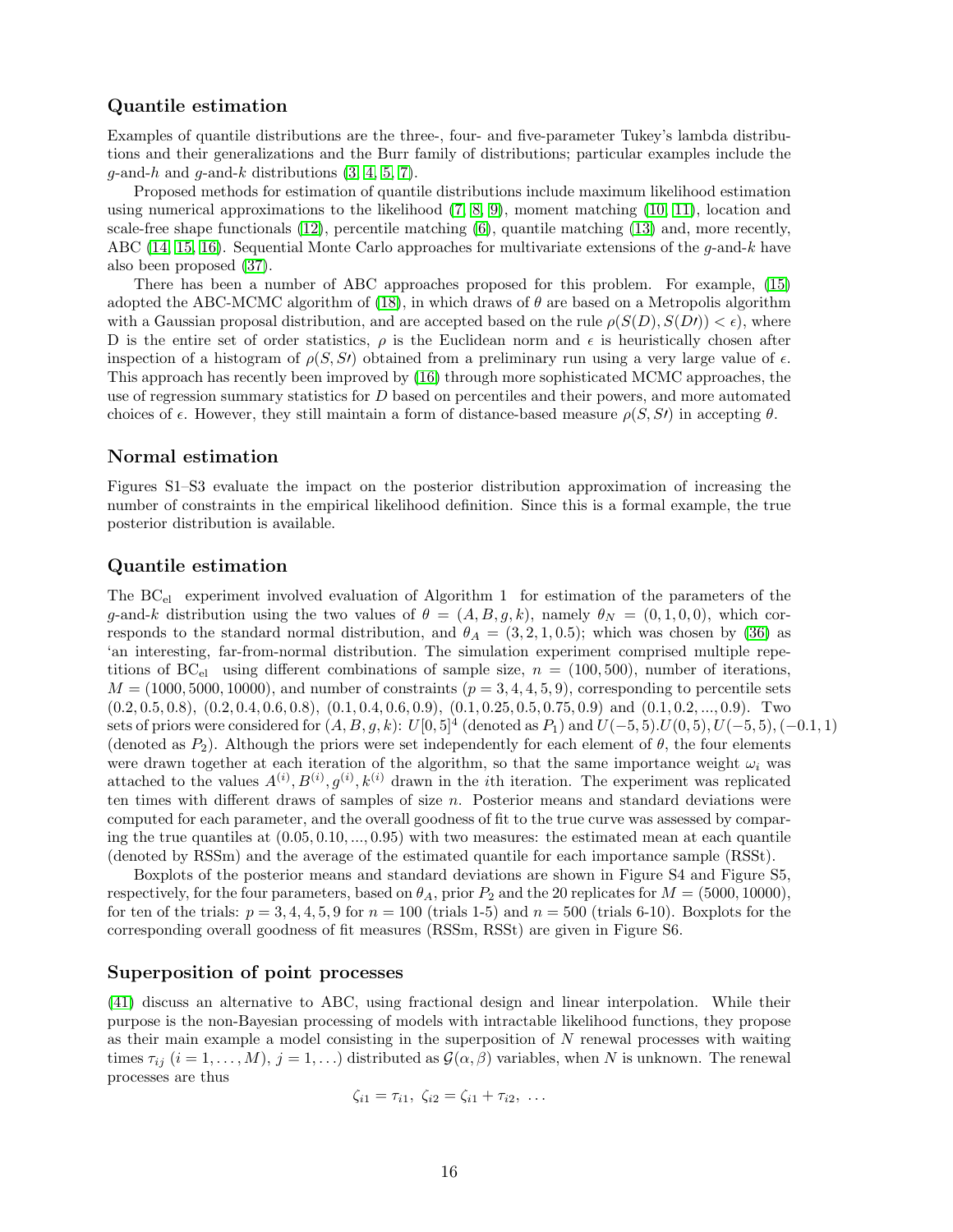## Quantile estimation

Examples of quantile distributions are the three-, four- and five-parameter Tukey's lambda distributions and their generalizations and the Burr family of distributions; particular examples include the $g$-and-$h$ and $g$-and-$k$ distributions (3, 4, 5, 7).

Proposed methods for estimation of quantile distributions include maximum likelihood estimation using numerical approximations to the likelihood (7, 8, 9), moment matching (10, 11), location and scale-free shape functionals (12), percentile matching (6), quantile matching (13) and, more recently, ABC (14, 15, 16). Sequential Monte Carlo approaches for multivariate extensions of the $g$-and-$k$ have also been proposed (37).

There has been a number of ABC approaches proposed for this problem. For example, (15) adopted the ABC-MCMC algorithm of (18), in which draws of $\theta$ are based on a Metropolis algorithm with a Gaussian proposal distribution, and are accepted based on the rule $\rho(S(D), S(D\prime)) < \epsilon$), where D is the entire set of order statistics, $\rho$ is the Euclidean norm and $\epsilon$ is heuristically chosen after inspection of a histogram of $\rho(S, S\prime)$ obtained from a preliminary run using a very large value of $\epsilon$. This approach has recently been improved by (16) through more sophisticated MCMC approaches, the use of regression summary statistics for $D$ based on percentiles and their powers, and more automated choices of $\epsilon$. However, they still maintain a form of distance-based measure $\rho(S, S\prime)$ in accepting $\theta$.

## Normal estimation

Figures S1–S3 evaluate the impact on the posterior distribution approximation of increasing the number of constraints in the empirical likelihood definition. Since this is a formal example, the true posterior distribution is available.

## Quantile estimation

The $\text{BC}_{\text{el}}$ experiment involved evaluation of Algorithm 1 for estimation of the parameters of the $g$-and-$k$ distribution using the two values of $\theta = (A, B, g, k)$, namely $\theta_N = (0, 1, 0, 0)$, which corresponds to the standard normal distribution, and $\theta_A = (3, 2, 1, 0.5)$; which was chosen by (36) as 'an interesting, far-from-normal distribution. The simulation experiment comprised multiple repetitions of $\text{BC}_{\text{el}}$ using different combinations of sample size, $n = (100, 500)$, number of iterations, $M = (1000, 5000, 10000)$, and number of constraints ($p = 3, 4, 4, 5, 9$), corresponding to percentile sets $(0.2, 0.5, 0.8)$, $(0.2, 0.4, 0.6, 0.8)$, $(0.1, 0.4, 0.6, 0.9)$, $(0.1, 0.25, 0.5, 0.75, 0.9)$ and $(0.1, 0.2, ..., 0.9)$. Two sets of priors were considered for $(A, B, g, k)$: $U[0, 5]^4$ (denoted as $P_1$) and $U(-5, 5).U(0, 5), U(-5, 5), (-0.1, 1)$ (denoted as $P_2$). Although the priors were set independently for each element of $\theta$, the four elements were drawn together at each iteration of the algorithm, so that the same importance weight $\omega_i$ was attached to the values $A^{(i)}, B^{(i)}, g^{(i)}, k^{(i)}$ drawn in the $i$th iteration. The experiment was replicated ten times with different draws of samples of size $n$. Posterior means and standard deviations were computed for each parameter, and the overall goodness of fit to the true curve was assessed by comparing the true quantiles at $(0.05, 0.10, ..., 0.95)$ with two measures: the estimated mean at each quantile (denoted by RSSm) and the average of the estimated quantile for each importance sample (RSSt).

Boxplots of the posterior means and standard deviations are shown in Figure S4 and Figure S5, respectively, for the four parameters, based on $\theta_A$, prior $P_2$ and the 20 replicates for $M = (5000, 10000)$, for ten of the trials: $p = 3, 4, 4, 5, 9$ for $n = 100$ (trials 1-5) and $n = 500$ (trials 6-10). Boxplots for the corresponding overall goodness of fit measures (RSSm, RSSt) are given in Figure S6.

## Superposition of point processes

(41) discuss an alternative to ABC, using fractional design and linear interpolation. While their purpose is the non-Bayesian processing of models with intractable likelihood functions, they propose as their main example a model consisting in the superposition of $N$ renewal processes with waiting times $\tau_{ij}$ $(i = 1, \ldots, M)$, $j = 1, \ldots)$ distributed as $\mathcal{G}(\alpha, \beta)$ variables, when $N$ is unknown. The renewal processes are thus

$$\zeta_{i1} = \tau_{i1},\ \zeta_{i2} = \zeta_{i1} + \tau_{i2},\ \ldots$$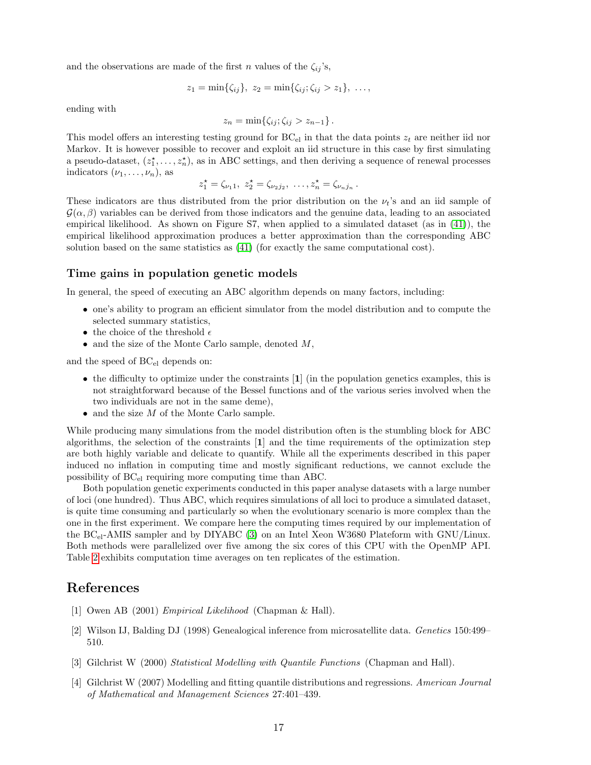and the observations are made of the first $n$ values of the $\zeta_{ij}$'s,

$$z_1 = \min\{\zeta_{ij}\},\ z_2 = \min\{\zeta_{ij}; \zeta_{ij} > z_1\},\ \ldots,$$

ending with

$$z_n = \min\{\zeta_{ij}; \zeta_{ij} > z_{n-1}\}\,.$$

This model offers an interesting testing ground for $\text{BC}_{\text{el}}$ in that the data points $z_t$ are neither iid nor Markov. It is however possible to recover and exploit an iid structure in this case by first simulating a pseudo-dataset, $(z_1^\star, \ldots, z_n^\star)$, as in ABC settings, and then deriving a sequence of renewal processes indicators $(\nu_1, \ldots, \nu_n)$, as

$$z_1^\star = \zeta_{\nu_1 1},\ z_2^\star = \zeta_{\nu_2 j_2},\ \ldots, z_n^\star = \zeta_{\nu_n j_n}\,.$$

These indicators are thus distributed from the prior distribution on the $\nu_t$'s and an iid sample of $\mathcal{G}(\alpha, \beta)$ variables can be derived from those indicators and the genuine data, leading to an associated empirical likelihood. As shown on Figure S7, when applied to a simulated dataset (as in (41)), the empirical likelihood approximation produces a better approximation than the corresponding ABC solution based on the same statistics as (41) (for exactly the same computational cost).

### Time gains in population genetic models

In general, the speed of executing an ABC algorithm depends on many factors, including:

- one's ability to program an efficient simulator from the model distribution and to compute the selected summary statistics,
- the choice of the threshold $\epsilon$
- and the size of the Monte Carlo sample, denoted $M$,

and the speed of $\text{BC}_{\text{el}}$ depends on:

- the difficulty to optimize under the constraints [**1**] (in the population genetics examples, this is not straightforward because of the Bessel functions and of the various series involved when the two individuals are not in the same deme),
- and the size $M$ of the Monte Carlo sample.

While producing many simulations from the model distribution often is the stumbling block for ABC algorithms, the selection of the constraints [**1**] and the time requirements of the optimization step are both highly variable and delicate to quantify. While all the experiments described in this paper induced no inflation in computing time and mostly significant reductions, we cannot exclude the possibility of $\text{BC}_{\text{el}}$ requiring more computing time than ABC.

Both population genetic experiments conducted in this paper analyse datasets with a large number of loci (one hundred). Thus ABC, which requires simulations of all loci to produce a simulated dataset, is quite time consuming and particularly so when the evolutionary scenario is more complex than the one in the first experiment. We compare here the computing times required by our implementation of the $\text{BC}_{\text{el}}$-AMIS sampler and by DIYABC (3) on an Intel Xeon W3680 Plateform with GNU/Linux. Both methods were parallelized over five among the six cores of this CPU with the OpenMP API. Table 2 exhibits computation time averages on ten replicates of the estimation.

## References

[1] Owen AB (2001) *Empirical Likelihood* (Chapman & Hall).

[2] Wilson IJ, Balding DJ (1998) Genealogical inference from microsatellite data. *Genetics* 150:499–510.

[3] Gilchrist W (2000) *Statistical Modelling with Quantile Functions* (Chapman and Hall).

[4] Gilchrist W (2007) Modelling and fitting quantile distributions and regressions. *American Journal of Mathematical and Management Sciences* 27:401–439.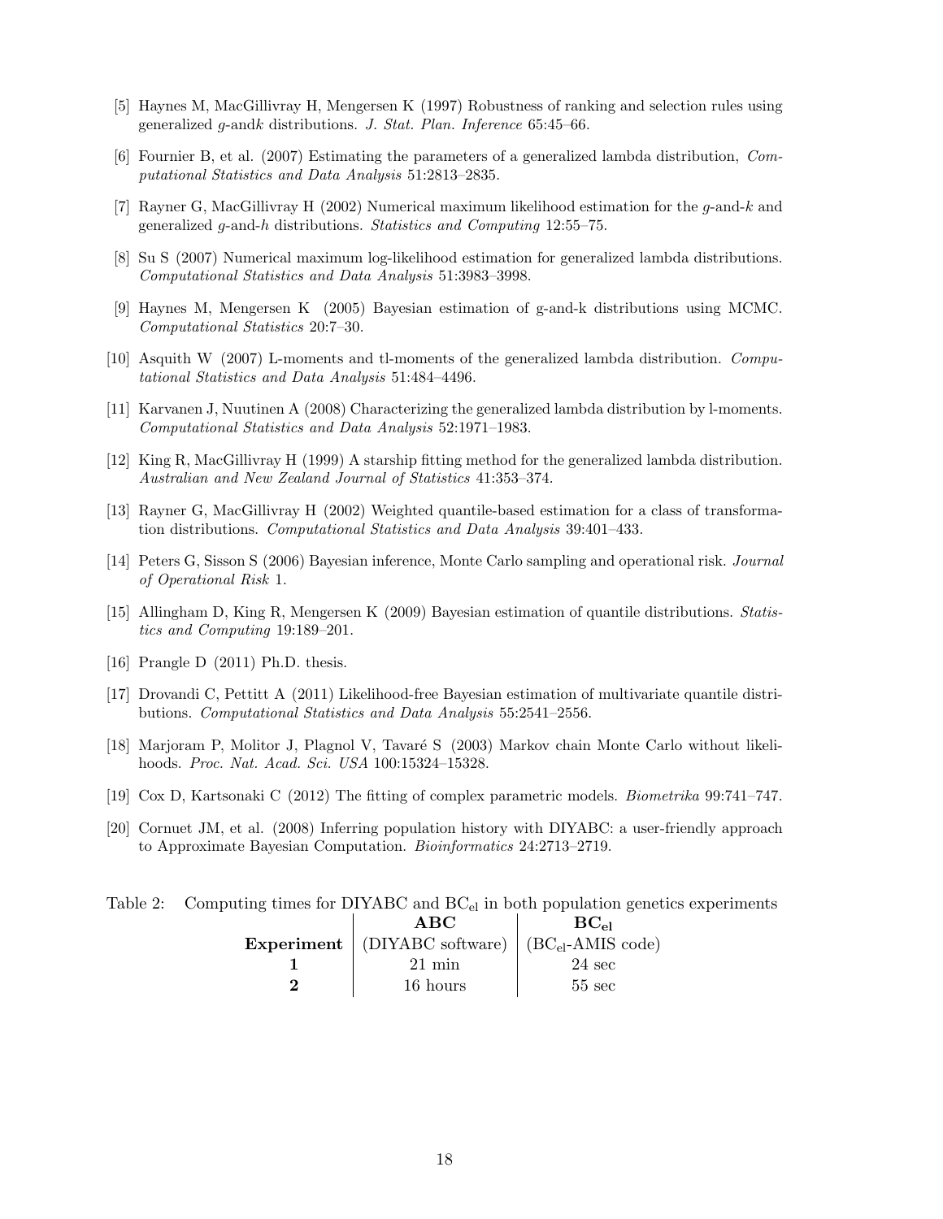[5] Haynes M, MacGillivray H, Mengersen K (1997) Robustness of ranking and selection rules using generalized $g$-and$k$ distributions. *J. Stat. Plan. Inference* 65:45–66.

[6] Fournier B, et al. (2007) Estimating the parameters of a generalized lambda distribution, *Computational Statistics and Data Analysis* 51:2813–2835.

[7] Rayner G, MacGillivray H (2002) Numerical maximum likelihood estimation for the $g$-and-$k$ and generalized $g$-and-$h$ distributions. *Statistics and Computing* 12:55–75.

[8] Su S (2007) Numerical maximum log-likelihood estimation for generalized lambda distributions. *Computational Statistics and Data Analysis* 51:3983–3998.

[9] Haynes M, Mengersen K (2005) Bayesian estimation of g-and-k distributions using MCMC. *Computational Statistics* 20:7–30.

[10] Asquith W (2007) L-moments and tl-moments of the generalized lambda distribution. *Computational Statistics and Data Analysis* 51:484–4496.

[11] Karvanen J, Nuutinen A (2008) Characterizing the generalized lambda distribution by l-moments. *Computational Statistics and Data Analysis* 52:1971–1983.

[12] King R, MacGillivray H (1999) A starship fitting method for the generalized lambda distribution. *Australian and New Zealand Journal of Statistics* 41:353–374.

[13] Rayner G, MacGillivray H (2002) Weighted quantile-based estimation for a class of transformation distributions. *Computational Statistics and Data Analysis* 39:401–433.

[14] Peters G, Sisson S (2006) Bayesian inference, Monte Carlo sampling and operational risk. *Journal of Operational Risk* 1.

[15] Allingham D, King R, Mengersen K (2009) Bayesian estimation of quantile distributions. *Statistics and Computing* 19:189–201.

[16] Prangle D (2011) Ph.D. thesis.

[17] Drovandi C, Pettitt A (2011) Likelihood-free Bayesian estimation of multivariate quantile distributions. *Computational Statistics and Data Analysis* 55:2541–2556.

[18] Marjoram P, Molitor J, Plagnol V, Tavaré S (2003) Markov chain Monte Carlo without likelihoods. *Proc. Nat. Acad. Sci. USA* 100:15324–15328.

[19] Cox D, Kartsonaki C (2012) The fitting of complex parametric models. *Biometrika* 99:741–747.

[20] Cornuet JM, et al. (2008) Inferring population history with DIYABC: a user-friendly approach to Approximate Bayesian Computation. *Bioinformatics* 24:2713–2719.

Table 2: Computing times for DIYABC and $BC_{el}$ in both population genetics experiments

| | **ABC** | $\mathbf{BC_{el}}$ |
|---|---|---|
| **Experiment** | (DIYABC software) | ($BC_{el}$-AMIS code) |
| **1** | 21 min | 24 sec |
| **2** | 16 hours | 55 sec |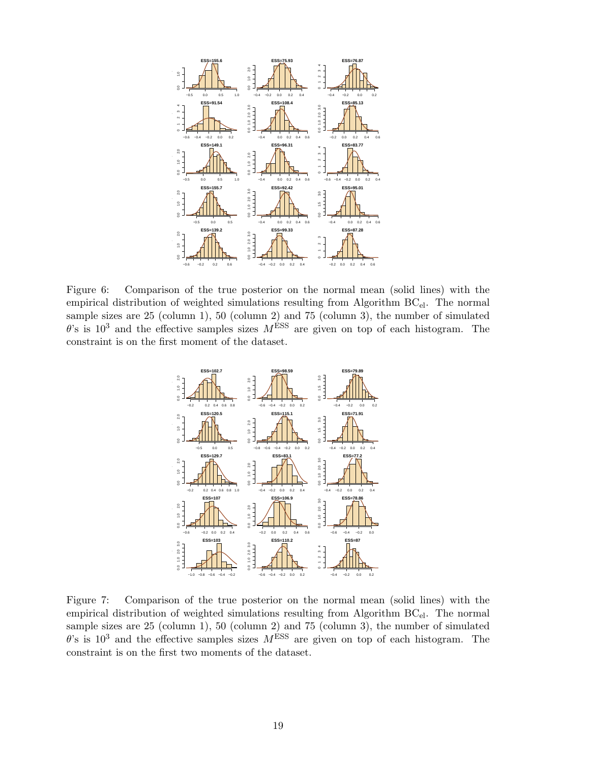Figure 6: Comparison of the true posterior on the normal mean (solid lines) with the empirical distribution of weighted simulations resulting from Algorithm $\mathrm{BC_{el}}$. The normal sample sizes are 25 (column 1), 50 (column 2) and 75 (column 3), the number of simulated $\theta$'s is $10^3$ and the effective samples sizes $M^{\mathrm{ESS}}$ are given on top of each histogram. The constraint is on the first moment of the dataset.

Figure 7: Comparison of the true posterior on the normal mean (solid lines) with the empirical distribution of weighted simulations resulting from Algorithm $\mathrm{BC_{el}}$. The normal sample sizes are 25 (column 1), 50 (column 2) and 75 (column 3), the number of simulated $\theta$'s is $10^3$ and the effective samples sizes $M^{\mathrm{ESS}}$ are given on top of each histogram. The constraint is on the first two moments of the dataset.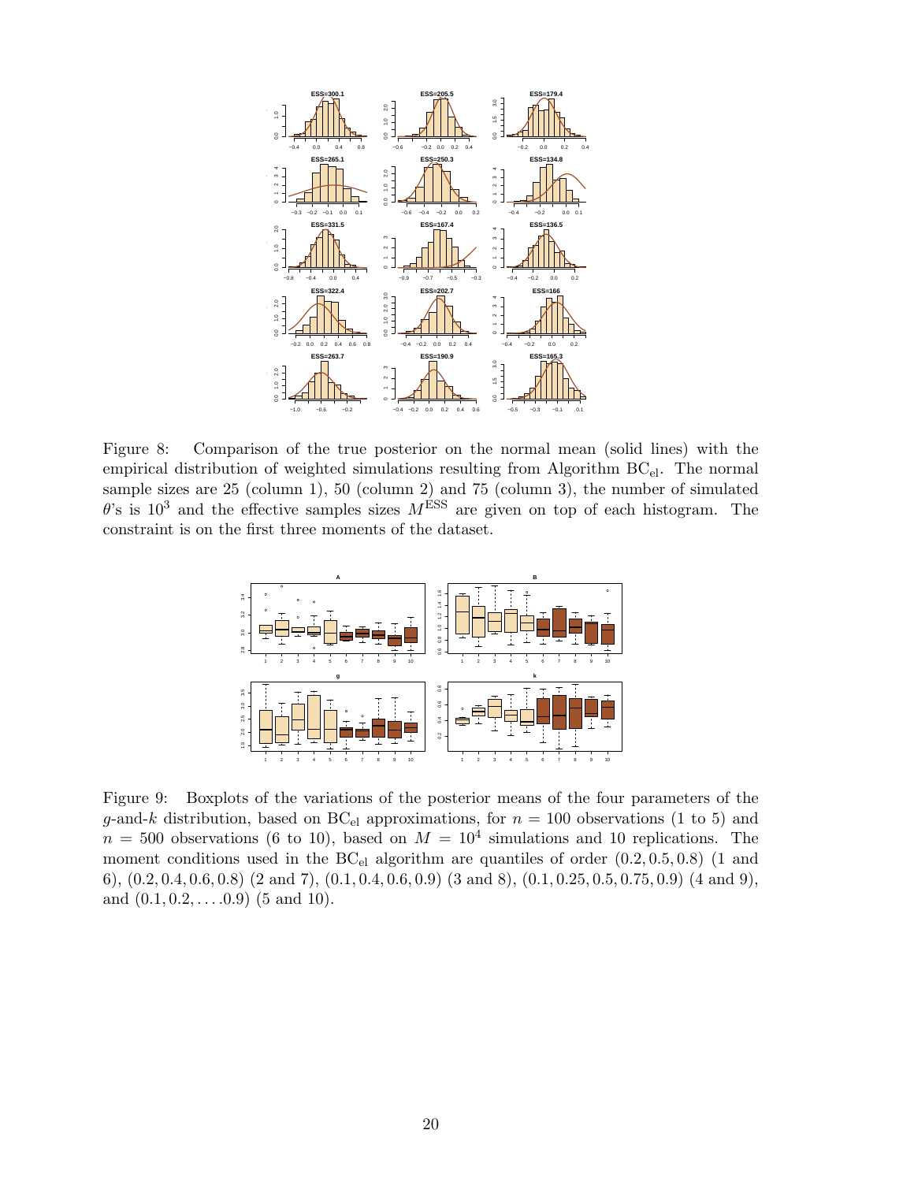Figure 8: Comparison of the true posterior on the normal mean (solid lines) with the empirical distribution of weighted simulations resulting from Algorithm $\text{BC}_{\text{el}}$. The normal sample sizes are 25 (column 1), 50 (column 2) and 75 (column 3), the number of simulated $\theta$'s is $10^3$ and the effective samples sizes $M^{\text{ESS}}$ are given on top of each histogram. The constraint is on the first three moments of the dataset.

Figure 9: Boxplots of the variations of the posterior means of the four parameters of the $g$-and-$k$ distribution, based on $\text{BC}_{\text{el}}$ approximations, for $n = 100$ observations (1 to 5) and $n = 500$ observations (6 to 10), based on $M = 10^4$ simulations and 10 replications. The moment conditions used in the $\text{BC}_{\text{el}}$ algorithm are quantiles of order $(0.2, 0.5, 0.8)$ (1 and 6), $(0.2, 0.4, 0.6, 0.8)$ (2 and 7), $(0.1, 0.4, 0.6, 0.9)$ (3 and 8), $(0.1, 0.25, 0.5, 0.75, 0.9)$ (4 and 9), and $(0.1, 0.2, \ldots .0.9)$ (5 and 10).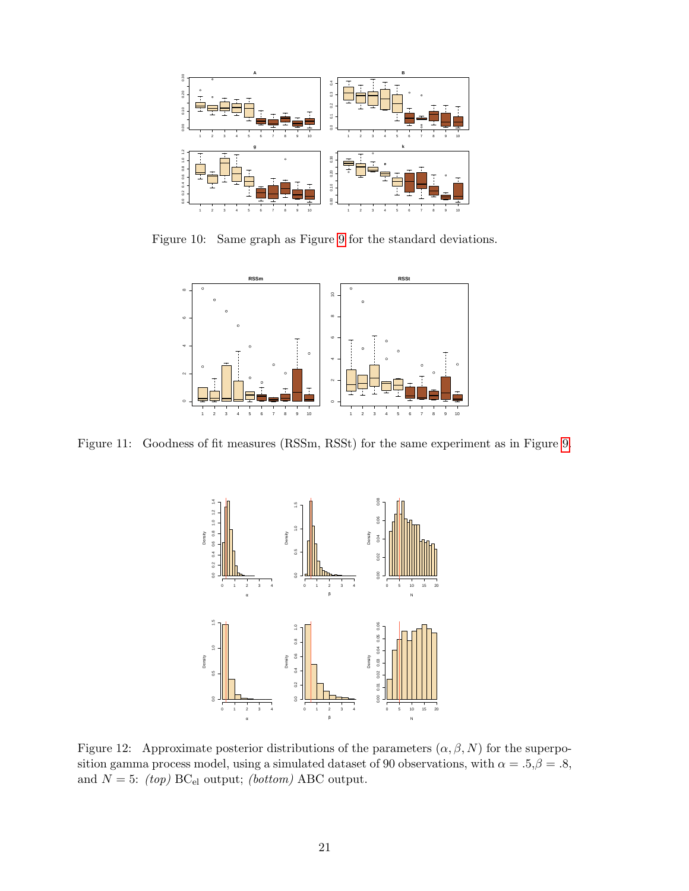A

B

g

k

Figure 10: Same graph as Figure 9 for the standard deviations.

RSSm

RSSt

Figure 11: Goodness of fit measures (RSSm, RSSt) for the same experiment as in Figure 9.

Figure 12: Approximate posterior distributions of the parameters $(\alpha, \beta, N)$ for the superposition gamma process model, using a simulated dataset of 90 observations, with $\alpha = .5, \beta = .8$, and $N = 5$: *(top)* $\mathrm{BC_{el}}$ output; *(bottom)* ABC output.